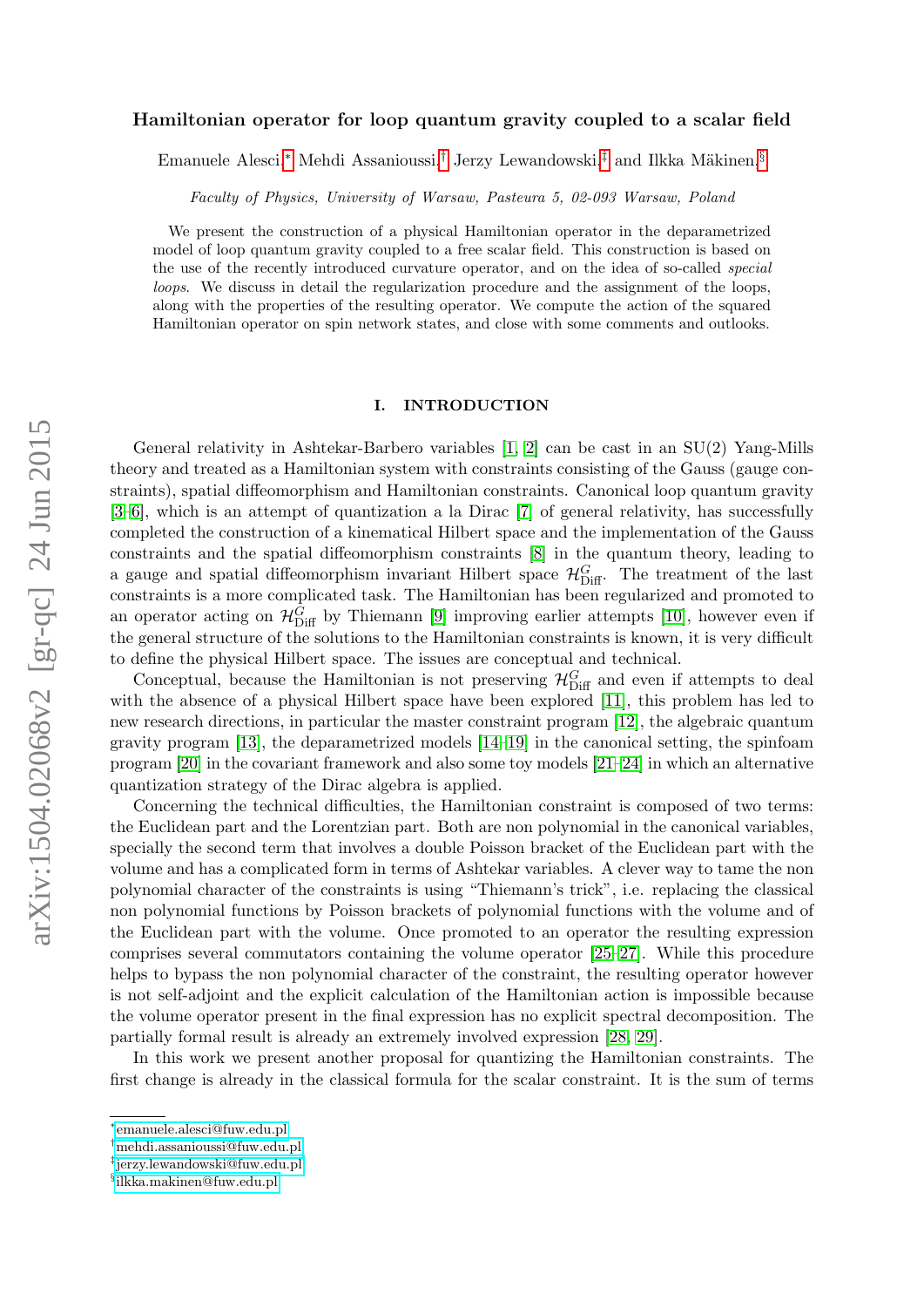# Hamiltonian operator for loop quantum gravity coupled to a scalar field

Emanuele Alesci,[*] Mehdi Assanioussi,[†] Jerzy Lewandowski,[‡] and Ilkka Mäkinen[§]

*Faculty of Physics, University of Warsaw, Pasteura 5, 02-093 Warsaw, Poland*

We present the construction of a physical Hamiltonian operator in the deparametrized model of loop quantum gravity coupled to a free scalar field. This construction is based on the use of the recently introduced curvature operator, and on the idea of so-called *special loops*. We discuss in detail the regularization procedure and the assignment of the loops, along with the properties of the resulting operator. We compute the action of the squared Hamiltonian operator on spin network states, and close with some comments and outlooks.

## I. INTRODUCTION

General relativity in Ashtekar-Barbero variables [1, 2] can be cast in an SU(2) Yang-Mills theory and treated as a Hamiltonian system with constraints consisting of the Gauss (gauge constraints), spatial diffeomorphism and Hamiltonian constraints. Canonical loop quantum gravity [3–6], which is an attempt of quantization a la Dirac [7] of general relativity, has successfully completed the construction of a kinematical Hilbert space and the implementation of the Gauss constraints and the spatial diffeomorphism constraints [8] in the quantum theory, leading to a gauge and spatial diffeomorphism invariant Hilbert space $\mathcal{H}^G_{\mathrm{Diff}}$. The treatment of the last constraints is a more complicated task. The Hamiltonian has been regularized and promoted to an operator acting on $\mathcal{H}^G_{\mathrm{Diff}}$ by Thiemann [9] improving earlier attempts [10], however even if the general structure of the solutions to the Hamiltonian constraints is known, it is very difficult to define the physical Hilbert space. The issues are conceptual and technical.

Conceptual, because the Hamiltonian is not preserving $\mathcal{H}^G_{\mathrm{Diff}}$ and even if attempts to deal with the absence of a physical Hilbert space have been explored [11], this problem has led to new research directions, in particular the master constraint program [12], the algebraic quantum gravity program [13], the deparametrized models [14–19] in the canonical setting, the spinfoam program [20] in the covariant framework and also some toy models [21–24] in which an alternative quantization strategy of the Dirac algebra is applied.

Concerning the technical difficulties, the Hamiltonian constraint is composed of two terms: the Euclidean part and the Lorentzian part. Both are non polynomial in the canonical variables, specially the second term that involves a double Poisson bracket of the Euclidean part with the volume and has a complicated form in terms of Ashtekar variables. A clever way to tame the non polynomial character of the constraints is using "Thiemann's trick", i.e. replacing the classical non polynomial functions by Poisson brackets of polynomial functions with the volume and of the Euclidean part with the volume. Once promoted to an operator the resulting expression comprises several commutators containing the volume operator [25–27]. While this procedure helps to bypass the non polynomial character of the constraint, the resulting operator however is not self-adjoint and the explicit calculation of the Hamiltonian action is impossible because the volume operator present in the final expression has no explicit spectral decomposition. The partially formal result is already an extremely involved expression [28, 29].

In this work we present another proposal for quantizing the Hamiltonian constraints. The first change is already in the classical formula for the scalar constraint. It is the sum of terms

---

[*] emanuele.alesci@fuw.edu.pl
[†] mehdi.assanioussi@fuw.edu.pl
[‡] jerzy.lewandowski@fuw.edu.pl
[§] ilkka.makinen@fuw.edu.pl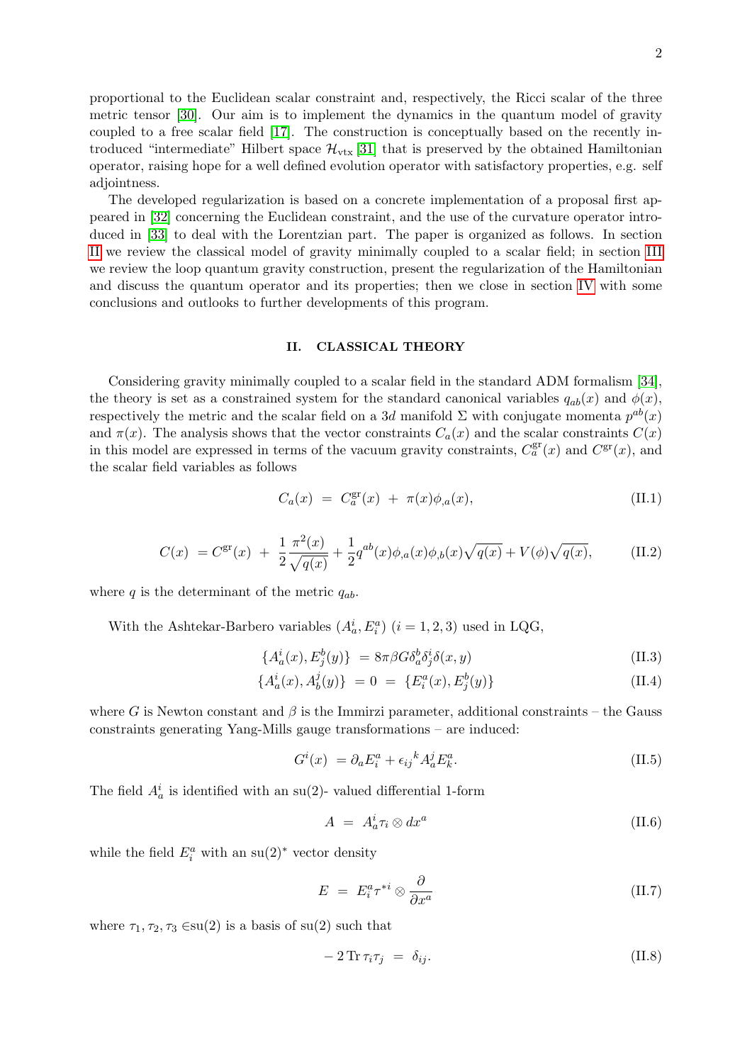proportional to the Euclidean scalar constraint and, respectively, the Ricci scalar of the three metric tensor [30]. Our aim is to implement the dynamics in the quantum model of gravity coupled to a free scalar field [17]. The construction is conceptually based on the recently introduced "intermediate" Hilbert space $\mathcal{H}_{\rm vtx}$ [31] that is preserved by the obtained Hamiltonian operator, raising hope for a well defined evolution operator with satisfactory properties, e.g. self adjointness.

The developed regularization is based on a concrete implementation of a proposal first appeared in [32] concerning the Euclidean constraint, and the use of the curvature operator introduced in [33] to deal with the Lorentzian part. The paper is organized as follows. In section II we review the classical model of gravity minimally coupled to a scalar field; in section III we review the loop quantum gravity construction, present the regularization of the Hamiltonian and discuss the quantum operator and its properties; then we close in section IV with some conclusions and outlooks to further developments of this program.

## II. CLASSICAL THEORY

Considering gravity minimally coupled to a scalar field in the standard ADM formalism [34], the theory is set as a constrained system for the standard canonical variables $q_{ab}(x)$ and $\phi(x)$, respectively the metric and the scalar field on a $3d$ manifold $\Sigma$ with conjugate momenta $p^{ab}(x)$ and $\pi(x)$. The analysis shows that the vector constraints $C_a(x)$ and the scalar constraints $C(x)$ in this model are expressed in terms of the vacuum gravity constraints, $C^{\rm gr}_a(x)$ and $C^{\rm gr}(x)$, and the scalar field variables as follows

$$C_a(x) \ = \ C^{\rm gr}_a(x) \ + \ \pi(x)\phi_{,a}(x), \tag{II.1}$$

$$C(x) \ = C^{\rm gr}(x) \ + \ \frac{1}{2}\frac{\pi^2(x)}{\sqrt{q(x)}} + \frac{1}{2}q^{ab}(x)\phi_{,a}(x)\phi_{,b}(x)\sqrt{q(x)} + V(\phi)\sqrt{q(x)}, \tag{II.2}$$

where $q$ is the determinant of the metric $q_{ab}$.

With the Ashtekar-Barbero variables $(A^i_a, E^a_i)$ $(i = 1, 2, 3)$ used in LQG,

$$\{A^i_a(x), E^b_j(y)\} \ = 8\pi\beta G\delta^b_a\delta^i_j\delta(x, y) \tag{II.3}$$

$$\{A^i_a(x), A^j_b(y)\} \ = 0 \ = \ \{E^a_i(x), E^b_j(y)\} \tag{II.4}$$

where $G$ is Newton constant and $\beta$ is the Immirzi parameter, additional constraints – the Gauss constraints generating Yang-Mills gauge transformations – are induced:

$$G^i(x) \ = \partial_a E^a_i + \epsilon_{ij}{}^k A^j_a E^a_k. \tag{II.5}$$

The field $A^i_a$ is identified with an su(2)- valued differential 1-form

$$A \ = \ A^i_a\tau_i \otimes dx^a \tag{II.6}$$

while the field $E^a_i$ with an su(2)$^*$ vector density

$$E \ = \ E^a_i\tau^{*i} \otimes \frac{\partial}{\partial x^a} \tag{II.7}$$

where $\tau_1, \tau_2, \tau_3 \in$su(2) is a basis of su(2) such that

$$-\,2\,{\rm Tr}\,\tau_i\tau_j \ = \ \delta_{ij}. \tag{II.8}$$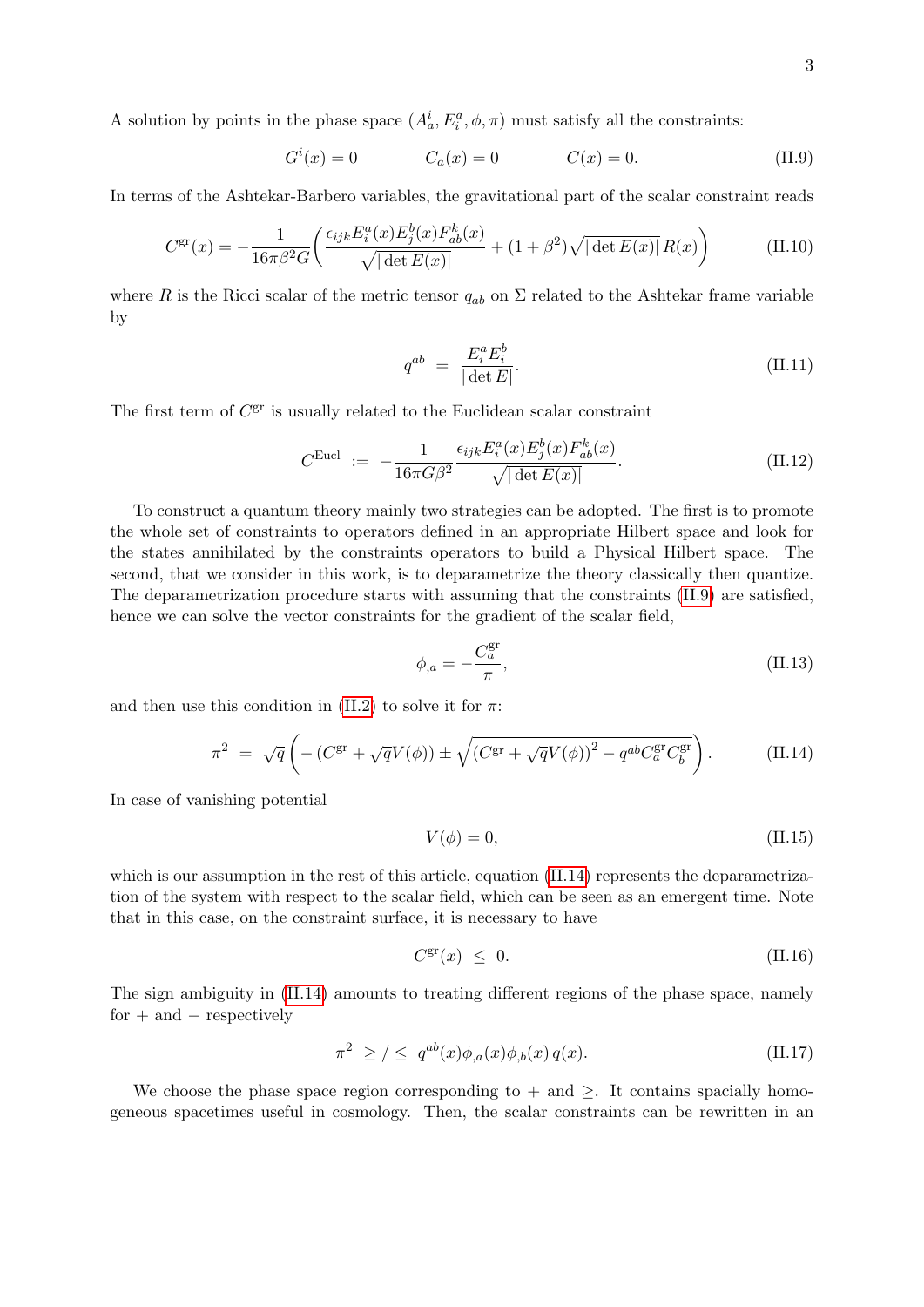A solution by points in the phase space $(A_a^i, E_i^a, \phi, \pi)$ must satisfy all the constraints:

$$G^i(x) = 0 \qquad\qquad C_a(x) = 0 \qquad\qquad C(x) = 0. \tag{II.9}$$

In terms of the Ashtekar-Barbero variables, the gravitational part of the scalar constraint reads

$$C^{\rm gr}(x) = -\frac{1}{16\pi\beta^2 G}\left(\frac{\epsilon_{ijk}E_i^a(x)E_j^b(x)F_{ab}^k(x)}{\sqrt{|\det E(x)|}} + (1+\beta^2)\sqrt{|\det E(x)|}\,R(x)\right) \tag{II.10}$$

where $R$ is the Ricci scalar of the metric tensor $q_{ab}$ on $\Sigma$ related to the Ashtekar frame variable by

$$q^{ab} \ = \ \frac{E_i^a E_i^b}{|\det E|}. \tag{II.11}$$

The first term of $C^{\rm gr}$ is usually related to the Euclidean scalar constraint

$$C^{\rm Eucl} \ := \ -\frac{1}{16\pi G\beta^2}\frac{\epsilon_{ijk}E_i^a(x)E_j^b(x)F_{ab}^k(x)}{\sqrt{|\det E(x)|}}. \tag{II.12}$$

To construct a quantum theory mainly two strategies can be adopted. The first is to promote the whole set of constraints to operators defined in an appropriate Hilbert space and look for the states annihilated by the constraints operators to build a Physical Hilbert space. The second, that we consider in this work, is to deparametrize the theory classically then quantize. The deparametrization procedure starts with assuming that the constraints (II.9) are satisfied, hence we can solve the vector constraints for the gradient of the scalar field,

$$\phi_{,a} = -\frac{C_a^{\rm gr}}{\pi}, \tag{II.13}$$

and then use this condition in (II.2) to solve it for $\pi$:

$$\pi^2 \ = \ \sqrt{q}\left(-\left(C^{\rm gr} + \sqrt{q}V(\phi)\right) \pm \sqrt{\left(C^{\rm gr} + \sqrt{q}V(\phi)\right)^2 - q^{ab}C_a^{\rm gr}C_b^{\rm gr}}\right). \tag{II.14}$$

In case of vanishing potential

$$V(\phi) = 0, \tag{II.15}$$

which is our assumption in the rest of this article, equation (II.14) represents the deparametrization of the system with respect to the scalar field, which can be seen as an emergent time. Note that in this case, on the constraint surface, it is necessary to have

$$C^{\rm gr}(x) \ \leq \ 0. \tag{II.16}$$

The sign ambiguity in (II.14) amounts to treating different regions of the phase space, namely for $+$ and $-$ respectively

$$\pi^2 \ \geq / \leq \ q^{ab}(x)\phi_{,a}(x)\phi_{,b}(x)\,q(x). \tag{II.17}$$

We choose the phase space region corresponding to $+$ and $\geq$. It contains spatially homogeneous spacetimes useful in cosmology. Then, the scalar constraints can be rewritten in an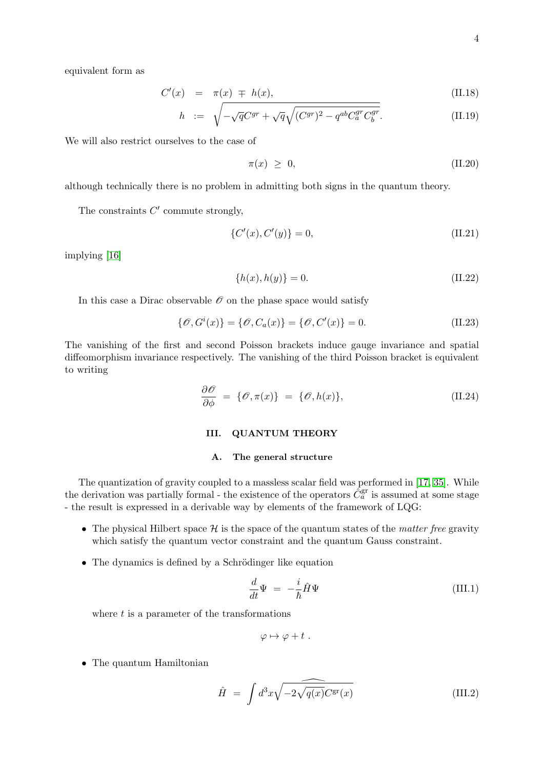equivalent form as

$$C'(x) \;=\; \pi(x) \;\mp\; h(x), \tag{II.18}$$

$$h \;:=\; \sqrt{-\sqrt{q}C^{gr} + \sqrt{q}\sqrt{(C^{gr})^2 - q^{ab}C^{gr}_a C^{gr}_b}}. \tag{II.19}$$

We will also restrict ourselves to the case of

$$\pi(x) \;\geq\; 0, \tag{II.20}$$

although technically there is no problem in admitting both signs in the quantum theory.

The constraints $C'$ commute strongly,

$$\{C'(x), C'(y)\} = 0, \tag{II.21}$$

implying [16]

$$\{h(x), h(y)\} = 0. \tag{II.22}$$

In this case a Dirac observable $\mathscr{O}$ on the phase space would satisfy

$$\{\mathscr{O}, G^i(x)\} = \{\mathscr{O}, C_a(x)\} = \{\mathscr{O}, C'(x)\} = 0. \tag{II.23}$$

The vanishing of the first and second Poisson brackets induce gauge invariance and spatial diffeomorphism invariance respectively. The vanishing of the third Poisson bracket is equivalent to writing

$$\frac{\partial \mathscr{O}}{\partial \phi} \;=\; \{\mathscr{O}, \pi(x)\} \;=\; \{\mathscr{O}, h(x)\}, \tag{II.24}$$

## III. QUANTUM THEORY

### A. The general structure

The quantization of gravity coupled to a massless scalar field was performed in [17, 35]. While the derivation was partially formal - the existence of the operators $\hat{C}^{\rm gr}_a$ is assumed at some stage - the result is expressed in a derivable way by elements of the framework of LQG:

- The physical Hilbert space $\mathcal{H}$ is the space of the quantum states of the *matter free* gravity which satisfy the quantum vector constraint and the quantum Gauss constraint.
- The dynamics is defined by a Schrödinger like equation

$$\frac{d}{dt}\Psi \;=\; -\frac{i}{\hbar}\hat{H}\Psi \tag{III.1}$$

where $t$ is a parameter of the transformations

$$\varphi \mapsto \varphi + t\ .$$

- The quantum Hamiltonian

$$\hat{H} \;=\; \int d^3x \widehat{\sqrt{-2\sqrt{q(x)}C^{\rm gr}(x)}} \tag{III.2}$$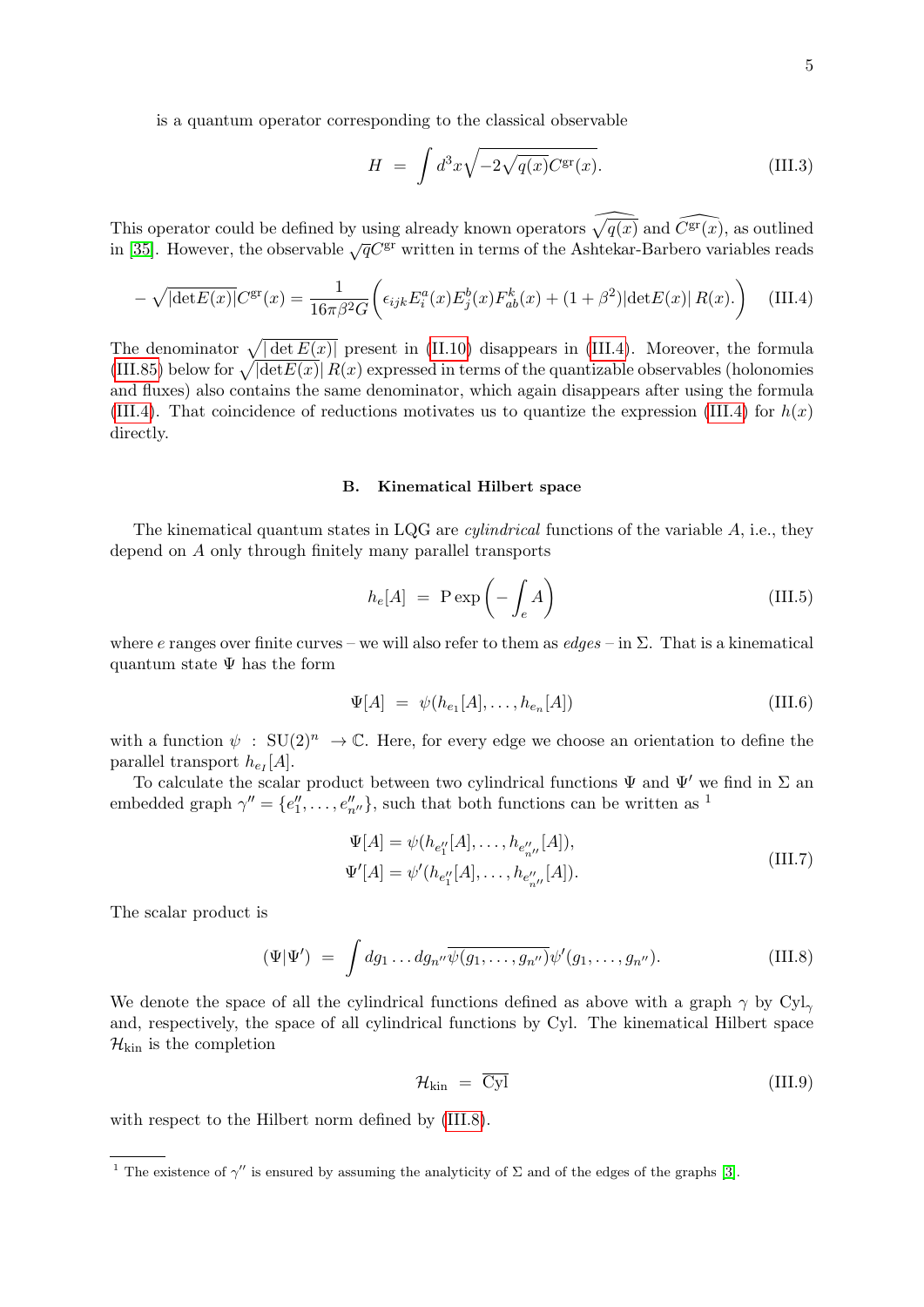is a quantum operator corresponding to the classical observable

$$H \;=\; \int d^3x \sqrt{-2\sqrt{q(x)}C^{\rm gr}(x)}. \tag{III.3}$$

This operator could be defined by using already known operators $\widehat{\sqrt{q(x)}}$ and $\widehat{C^{\rm gr}(x)}$, as outlined in [35]. However, the observable $\sqrt{q}C^{\rm gr}$ written in terms of the Ashtekar-Barbero variables reads

$$-\sqrt{|{\rm det}E(x)|}C^{\rm gr}(x) = \frac{1}{16\pi\beta^2 G}\left(\epsilon_{ijk}E^a_i(x)E^b_j(x)F^k_{ab}(x) + (1+\beta^2)|{\rm det}E(x)|\, R(x).\right) \tag{III.4}$$

The denominator $\sqrt{|\det E(x)|}$ present in (II.10) disappears in (III.4). Moreover, the formula (III.85) below for $\sqrt{|{\rm det}E(x)|}\,R(x)$ expressed in terms of the quantizable observables (holonomies and fluxes) also contains the same denominator, which again disappears after using the formula (III.4). That coincidence of reductions motivates us to quantize the expression (III.4) for $h(x)$ directly.

### B. Kinematical Hilbert space

The kinematical quantum states in LQG are *cylindrical* functions of the variable $A$, i.e., they depend on $A$ only through finitely many parallel transports

$$h_e[A] \;=\; {\rm P}\exp\left(-\int_e A\right) \tag{III.5}$$

where $e$ ranges over finite curves – we will also refer to them as *edges* – in $\Sigma$. That is a kinematical quantum state $\Psi$ has the form

$$\Psi[A] \;=\; \psi(h_{e_1}[A],\ldots,h_{e_n}[A]) \tag{III.6}$$

with a function $\psi \;:\; {\rm SU(2)}^n \;\to \mathbb{C}$. Here, for every edge we choose an orientation to define the parallel transport $h_{e_I}[A]$.

To calculate the scalar product between two cylindrical functions $\Psi$ and $\Psi'$ we find in $\Sigma$ an embedded graph $\gamma'' = \{e''_1,\ldots,e''_{n''}\}$, such that both functions can be written as [1]

$$\begin{aligned}\Psi[A] &= \psi(h_{e''_1}[A],\ldots,h_{e''_{n''}}[A]),\\ \Psi'[A] &= \psi'(h_{e''_1}[A],\ldots,h_{e''_{n''}}[A]).\end{aligned} \tag{III.7}$$

The scalar product is

$$(\Psi|\Psi') \;=\; \int dg_1\ldots dg_{n''}\overline{\psi(g_1,\ldots,g_{n''})}\psi'(g_1,\ldots,g_{n''}). \tag{III.8}$$

We denote the space of all the cylindrical functions defined as above with a graph $\gamma$ by ${\rm Cyl}_\gamma$ and, respectively, the space of all cylindrical functions by Cyl. The kinematical Hilbert space $\mathcal{H}_{\rm kin}$ is the completion

$$\mathcal{H}_{\rm kin} \;=\; \overline{\rm Cyl} \tag{III.9}$$

with respect to the Hilbert norm defined by (III.8).

---

[1] The existence of $\gamma''$ is ensured by assuming the analyticity of $\Sigma$ and of the edges of the graphs [3].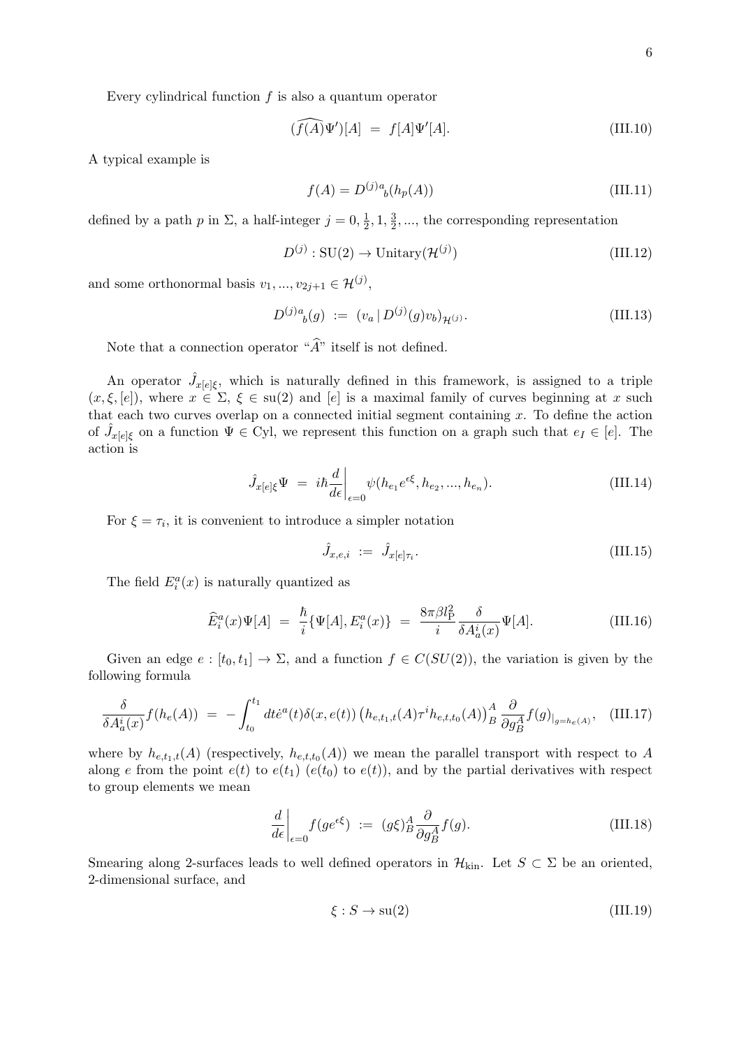Every cylindrical function $f$ is also a quantum operator

$$(\widehat{f(A)}\Psi')[A] \;=\; f[A]\Psi'[A]. \tag{III.10}$$

A typical example is

$$f(A) = D^{(j)a}{}_b(h_p(A)) \tag{III.11}$$

defined by a path $p$ in $\Sigma$, a half-integer $j = 0, \frac{1}{2}, 1, \frac{3}{2}, ...$, the corresponding representation

$$D^{(j)} : \mathrm{SU}(2) \to \mathrm{Unitary}(\mathcal{H}^{(j)}) \tag{III.12}$$

and some orthonormal basis $v_1, ..., v_{2j+1} \in \mathcal{H}^{(j)}$,

$$D^{(j)a}{}_b(g) \;:=\; (v_a \,|\, D^{(j)}(g)v_b)_{\mathcal{H}^{(j)}}. \tag{III.13}$$

Note that a connection operator "$\widehat{A}$" itself is not defined.

An operator $\hat{J}_{x[e]\xi}$, which is naturally defined in this framework, is assigned to a triple $(x, \xi, [e])$, where $x \in \Sigma$, $\xi \in \mathrm{su}(2)$ and $[e]$ is a maximal family of curves beginning at $x$ such that each two curves overlap on a connected initial segment containing $x$. To define the action of $\hat{J}_{x[e]\xi}$ on a function $\Psi \in \mathrm{Cyl}$, we represent this function on a graph such that $e_I \in [e]$. The action is

$$\hat{J}_{x[e]\xi}\Psi \;=\; i\hbar \frac{d}{d\epsilon}\bigg|_{\epsilon=0} \psi(h_{e_1}e^{\epsilon\xi}, h_{e_2}, ..., h_{e_n}). \tag{III.14}$$

For $\xi = \tau_i$, it is convenient to introduce a simpler notation

$$\hat{J}_{x,e,i} \;:=\; \hat{J}_{x[e]\tau_i}. \tag{III.15}$$

The field $E^a_i(x)$ is naturally quantized as

$$\widehat{E}^a_i(x)\Psi[A] \;=\; \frac{\hbar}{i}\{\Psi[A], E^a_i(x)\} \;=\; \frac{8\pi\beta l_{\mathrm{P}}^2}{i}\frac{\delta}{\delta A^i_a(x)}\Psi[A]. \tag{III.16}$$

Given an edge $e : [t_0, t_1] \to \Sigma$, and a function $f \in C(SU(2))$, the variation is given by the following formula

$$\frac{\delta}{\delta A^i_a(x)} f(h_e(A)) \;=\; -\int_{t_0}^{t_1} dt\dot{e}^a(t)\delta(x, e(t)) \left(h_{e,t_1,t}(A)\tau^i h_{e,t,t_0}(A)\right)^A_B \frac{\partial}{\partial g^A_B} f(g)_{|_{g=h_e(A)}}, \tag{III.17}$$

where by $h_{e,t_1,t}(A)$ (respectively, $h_{e,t,t_0}(A)$) we mean the parallel transport with respect to $A$ along $e$ from the point $e(t)$ to $e(t_1)$ ($e(t_0)$ to $e(t)$), and by the partial derivatives with respect to group elements we mean

$$\frac{d}{d\epsilon}\bigg|_{\epsilon=0} f(ge^{\epsilon\xi}) \;:=\; (g\xi)^A_B \frac{\partial}{\partial g^A_B} f(g). \tag{III.18}$$

Smearing along 2-surfaces leads to well defined operators in $\mathcal{H}_{\mathrm{kin}}$. Let $S \subset \Sigma$ be an oriented, 2-dimensional surface, and

$$\xi : S \to \mathrm{su}(2) \tag{III.19}$$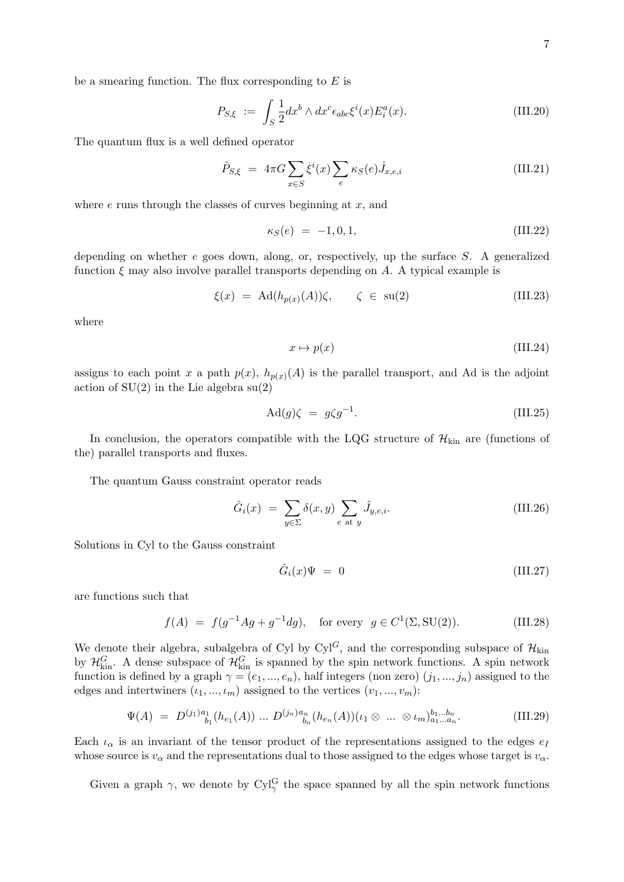be a smearing function. The flux corresponding to $E$ is

$$P_{S,\xi} \ := \ \int_S \frac{1}{2} dx^b \wedge dx^c \epsilon_{abc} \xi^i(x) E^a_i(x). \tag{III.20}$$

The quantum flux is a well defined operator

$$\hat{P}_{S,\xi} \ = \ 4\pi G \sum_{x\in S} \xi^i(x) \sum_e \kappa_S(e) \hat{J}_{x,e,i} \tag{III.21}$$

where $e$ runs through the classes of curves beginning at $x$, and

$$\kappa_S(e) \ = \ -1, 0, 1, \tag{III.22}$$

depending on whether $e$ goes down, along, or, respectively, up the surface $S$. A generalized function $\xi$ may also involve parallel transports depending on $A$. A typical example is

$$\xi(x) \ = \ \mathrm{Ad}(h_{p(x)}(A))\zeta, \qquad \zeta \ \in \ \mathrm{su}(2) \tag{III.23}$$

where

$$x \mapsto p(x) \tag{III.24}$$

assigns to each point $x$ a path $p(x)$, $h_{p(x)}(A)$ is the parallel transport, and Ad is the adjoint action of SU(2) in the Lie algebra su(2)

$$\mathrm{Ad}(g)\zeta \ = \ g\zeta g^{-1}. \tag{III.25}$$

In conclusion, the operators compatible with the LQG structure of $\mathcal{H}_{\rm kin}$ are (functions of the) parallel transports and fluxes.

The quantum Gauss constraint operator reads

$$\hat{G}_i(x) \ = \ \sum_{y\in\Sigma} \delta(x,y) \sum_{e \ \mathrm{at} \ y} \hat{J}_{y,e,i}. \tag{III.26}$$

Solutions in Cyl to the Gauss constraint

$$\hat{G}_i(x)\Psi \ = \ 0 \tag{III.27}$$

are functions such that

$$f(A) \ = \ f(g^{-1}Ag + g^{-1}dg), \quad \text{for every} \ \ g \in C^1(\Sigma, \mathrm{SU}(2)). \tag{III.28}$$

We denote their algebra, subalgebra of Cyl by $\mathrm{Cyl}^G$, and the corresponding subspace of $\mathcal{H}_{\rm kin}$ by $\mathcal{H}^G_{\rm kin}$. A dense subspace of $\mathcal{H}^G_{\rm kin}$ is spanned by the spin network functions. A spin network function is defined by a graph $\gamma = (e_1, ..., e_n)$, half integers (non zero) $(j_1, ..., j_n)$ assigned to the edges and intertwiners $(\iota_1, ..., \iota_m)$ assigned to the vertices $(v_1, ..., v_m)$:

$$\Psi(A) \ = \ D^{(j_1)a_1}{}_{b_1}(h_{e_1}(A)) \ ... \ D^{(j_n)a_n}{}_{b_n}(h_{e_n}(A))(\iota_1 \otimes \ ... \ \otimes \iota_m)^{b_1...b_n}_{a_1...a_n}. \tag{III.29}$$

Each $\iota_\alpha$ is an invariant of the tensor product of the representations assigned to the edges $e_I$ whose source is $v_\alpha$ and the representations dual to those assigned to the edges whose target is $v_\alpha$.

Given a graph $\gamma$, we denote by $\mathrm{Cyl}^{\rm G}_\gamma$ the space spanned by all the spin network functions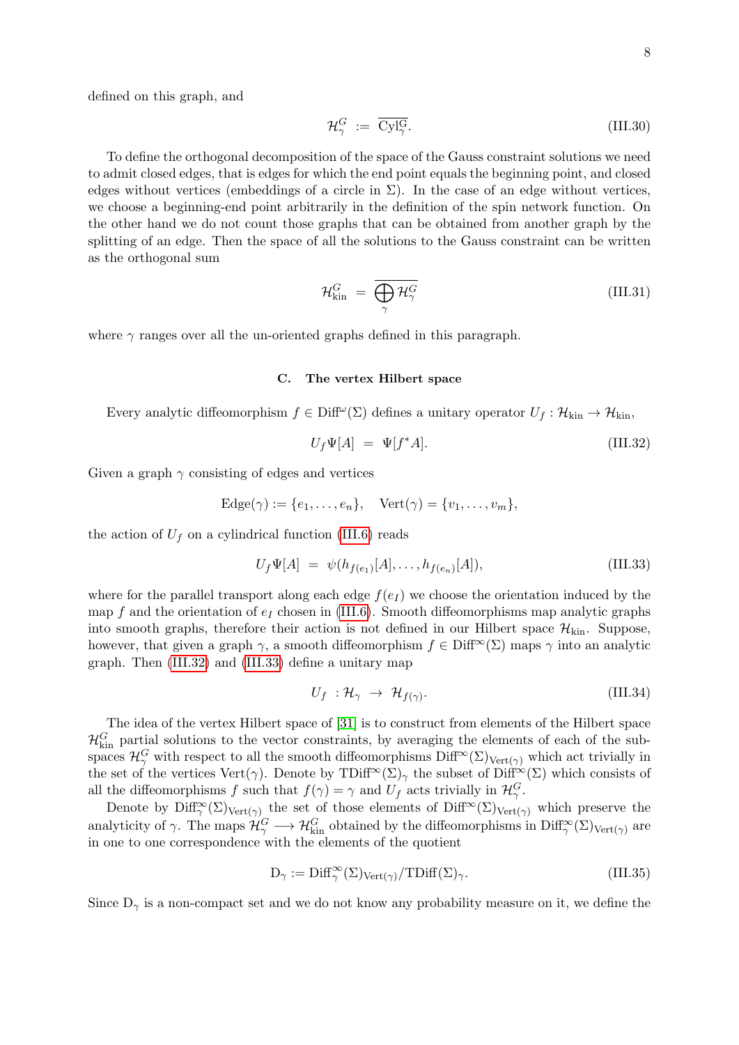defined on this graph, and

$$\mathcal{H}^G_\gamma \;:=\; \overline{\mathrm{Cyl}^{\mathrm{G}}_\gamma}. \tag{III.30}$$

To define the orthogonal decomposition of the space of the Gauss constraint solutions we need to admit closed edges, that is edges for which the end point equals the beginning point, and closed edges without vertices (embeddings of a circle in $\Sigma$). In the case of an edge without vertices, we choose a beginning-end point arbitrarily in the definition of the spin network function. On the other hand we do not count those graphs that can be obtained from another graph by the splitting of an edge. Then the space of all the solutions to the Gauss constraint can be written as the orthogonal sum

$$\mathcal{H}^G_{\mathrm{kin}} \;=\; \overline{\bigoplus_\gamma \mathcal{H}^G_\gamma} \tag{III.31}$$

where $\gamma$ ranges over all the un-oriented graphs defined in this paragraph.

### C. The vertex Hilbert space

Every analytic diffeomorphism $f \in \mathrm{Diff}^\omega(\Sigma)$ defines a unitary operator $U_f : \mathcal{H}_{\mathrm{kin}} \to \mathcal{H}_{\mathrm{kin}}$,

$$U_f \Psi[A] \;=\; \Psi[f^* A]. \tag{III.32}$$

Given a graph $\gamma$ consisting of edges and vertices

$$\mathrm{Edge}(\gamma) := \{e_1, \ldots, e_n\}, \quad \mathrm{Vert}(\gamma) = \{v_1, \ldots, v_m\},$$

the action of $U_f$ on a cylindrical function (III.6) reads

$$U_f \Psi[A] \;=\; \psi(h_{f(e_1)}[A], \ldots, h_{f(e_n)}[A]), \tag{III.33}$$

where for the parallel transport along each edge $f(e_I)$ we choose the orientation induced by the map $f$ and the orientation of $e_I$ chosen in (III.6). Smooth diffeomorphisms map analytic graphs into smooth graphs, therefore their action is not defined in our Hilbert space $\mathcal{H}_{\mathrm{kin}}$. Suppose, however, that given a graph $\gamma$, a smooth diffeomorphism $f \in \mathrm{Diff}^\infty(\Sigma)$ maps $\gamma$ into an analytic graph. Then (III.32) and (III.33) define a unitary map

$$U_f \;: \mathcal{H}_\gamma \;\to\; \mathcal{H}_{f(\gamma)}. \tag{III.34}$$

The idea of the vertex Hilbert space of [31] is to construct from elements of the Hilbert space $\mathcal{H}^G_{\mathrm{kin}}$ partial solutions to the vector constraints, by averaging the elements of each of the sub-spaces $\mathcal{H}^G_\gamma$ with respect to all the smooth diffeomorphisms $\mathrm{Diff}^\infty(\Sigma)_{\mathrm{Vert}(\gamma)}$ which act trivially in the set of the vertices $\mathrm{Vert}(\gamma)$. Denote by $\mathrm{TDiff}^\infty(\Sigma)_\gamma$ the subset of $\mathrm{Diff}^\infty(\Sigma)$ which consists of all the diffeomorphisms $f$ such that $f(\gamma) = \gamma$ and $U_f$ acts trivially in $\mathcal{H}^G_\gamma$.

Denote by $\mathrm{Diff}^\infty_\gamma(\Sigma)_{\mathrm{Vert}(\gamma)}$ the set of those elements of $\mathrm{Diff}^\infty(\Sigma)_{\mathrm{Vert}(\gamma)}$ which preserve the analyticity of $\gamma$. The maps $\mathcal{H}^G_\gamma \longrightarrow \mathcal{H}^G_{\mathrm{kin}}$ obtained by the diffeomorphisms in $\mathrm{Diff}^\infty_\gamma(\Sigma)_{\mathrm{Vert}(\gamma)}$ are in one to one correspondence with the elements of the quotient

$$\mathrm{D}_\gamma := \mathrm{Diff}^\infty_\gamma(\Sigma)_{\mathrm{Vert}(\gamma)} / \mathrm{TDiff}(\Sigma)_\gamma. \tag{III.35}$$

Since $\mathrm{D}_\gamma$ is a non-compact set and we do not know any probability measure on it, we define the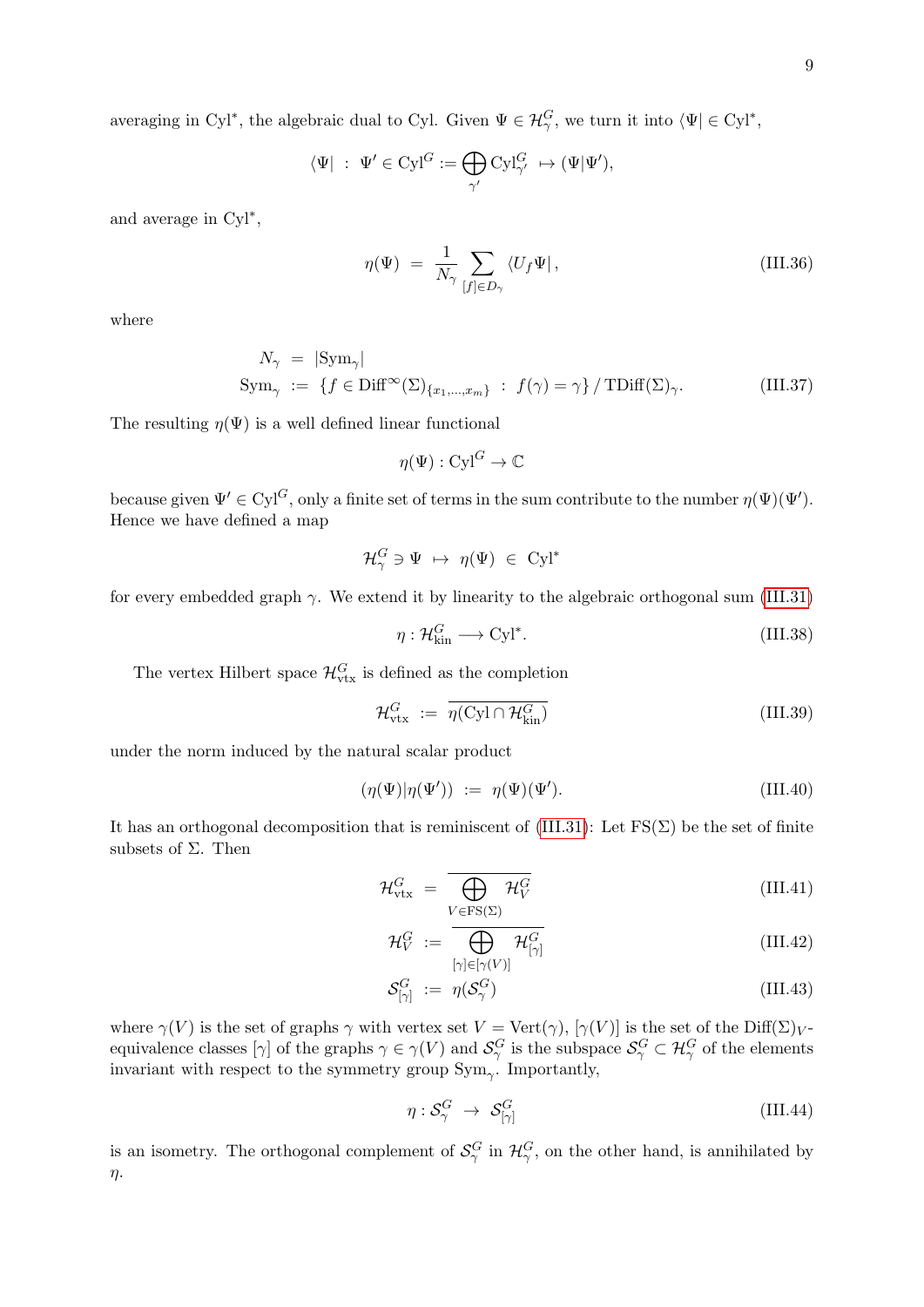averaging in $\mathrm{Cyl}^*$, the algebraic dual to Cyl. Given $\Psi \in \mathcal{H}^G_\gamma$, we turn it into $\langle\Psi| \in \mathrm{Cyl}^*$,

$$\langle\Psi| \ : \ \Psi' \in \mathrm{Cyl}^G := \bigoplus_{\gamma'} \mathrm{Cyl}^G_{\gamma'} \ \mapsto (\Psi|\Psi'),$$

and average in $\mathrm{Cyl}^*$,

$$\eta(\Psi) \ = \ \frac{1}{N_\gamma} \sum_{[f]\in D_\gamma} \langle U_f \Psi|, \tag{III.36}$$

where

$$\begin{aligned} N_\gamma \ &= \ |\mathrm{Sym}_\gamma| \\ \mathrm{Sym}_\gamma \ &:= \ \{f \in \mathrm{Diff}^\infty(\Sigma)_{\{x_1,\ldots,x_m\}} \ : \ f(\gamma) = \gamma\} \,/\, \mathrm{TDiff}(\Sigma)_\gamma. \end{aligned} \tag{III.37}$$

The resulting $\eta(\Psi)$ is a well defined linear functional

$$\eta(\Psi) : \mathrm{Cyl}^G \to \mathbb{C}$$

because given $\Psi' \in \mathrm{Cyl}^G$, only a finite set of terms in the sum contribute to the number $\eta(\Psi)(\Psi')$. Hence we have defined a map

$$\mathcal{H}^G_\gamma \ni \Psi \ \mapsto \ \eta(\Psi) \ \in \ \mathrm{Cyl}^*$$

for every embedded graph $\gamma$. We extend it by linearity to the algebraic orthogonal sum (III.31)

$$\eta : \mathcal{H}^G_{\mathrm{kin}} \longrightarrow \mathrm{Cyl}^*. \tag{III.38}$$

The vertex Hilbert space $\mathcal{H}^G_{\mathrm{vtx}}$ is defined as the completion

$$\mathcal{H}^G_{\mathrm{vtx}} \ := \ \overline{\eta(\mathrm{Cyl} \cap \mathcal{H}^G_{\mathrm{kin}})} \tag{III.39}$$

under the norm induced by the natural scalar product

$$(\eta(\Psi)|\eta(\Psi')) \ := \ \eta(\Psi)(\Psi'). \tag{III.40}$$

It has an orthogonal decomposition that is reminiscent of (III.31): Let $\mathrm{FS}(\Sigma)$ be the set of finite subsets of $\Sigma$. Then

$$\mathcal{H}^G_{\mathrm{vtx}} \ = \ \overline{\bigoplus_{V\in\mathrm{FS}(\Sigma)} \mathcal{H}^G_V} \tag{III.41}$$

$$\mathcal{H}^G_V \ := \ \overline{\bigoplus_{[\gamma]\in[\gamma(V)]} \mathcal{H}^G_{[\gamma]}} \tag{III.42}$$

$$\mathcal{S}^G_{[\gamma]} \ := \ \eta(\mathcal{S}^G_\gamma) \tag{III.43}$$

where $\gamma(V)$ is the set of graphs $\gamma$ with vertex set $V = \mathrm{Vert}(\gamma)$, $[\gamma(V)]$ is the set of the $\mathrm{Diff}(\Sigma)_V$-equivalence classes $[\gamma]$ of the graphs $\gamma \in \gamma(V)$ and $\mathcal{S}^G_\gamma$ is the subspace $\mathcal{S}^G_\gamma \subset \mathcal{H}^G_\gamma$ of the elements invariant with respect to the symmetry group $\mathrm{Sym}_\gamma$. Importantly,

$$\eta : \mathcal{S}^G_\gamma \ \to \ \mathcal{S}^G_{[\gamma]} \tag{III.44}$$

is an isometry. The orthogonal complement of $\mathcal{S}^G_\gamma$ in $\mathcal{H}^G_\gamma$, on the other hand, is annihilated by $\eta$.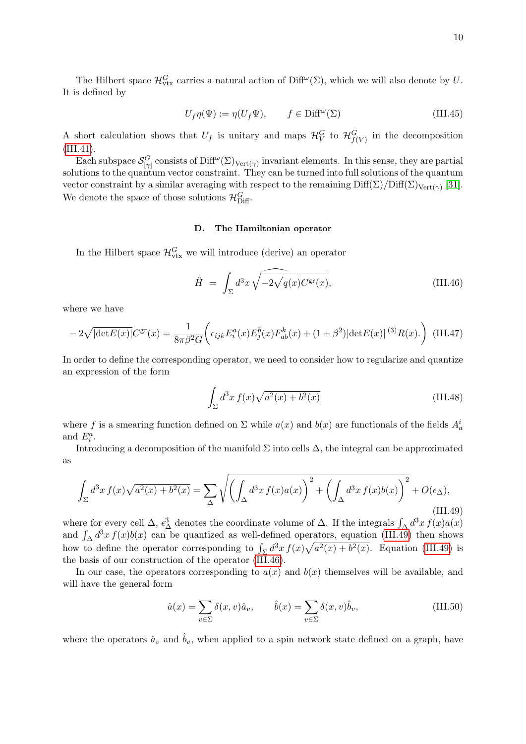The Hilbert space $\mathcal{H}^G_{\rm vtx}$ carries a natural action of $\mathrm{Diff}^\omega(\Sigma)$, which we will also denote by $U$. It is defined by

$$U_f \eta(\Psi) := \eta(U_f \Psi), \qquad f \in \mathrm{Diff}^\omega(\Sigma) \tag{III.45}$$

A short calculation shows that $U_f$ is unitary and maps $\mathcal{H}^G_V$ to $\mathcal{H}^G_{f(V)}$ in the decomposition (III.41).

Each subspace $\mathcal{S}^G_{[\gamma]}$ consists of $\mathrm{Diff}^\omega(\Sigma)_{\mathrm{Vert}(\gamma)}$ invariant elements. In this sense, they are partial solutions to the quantum vector constraint. They can be turned into full solutions of the quantum vector constraint by a similar averaging with respect to the remaining $\mathrm{Diff}(\Sigma)/\mathrm{Diff}(\Sigma)_{\mathrm{Vert}(\gamma)}$ [31]. We denote the space of those solutions $\mathcal{H}^G_{\rm Diff}$.

### D. The Hamiltonian operator

In the Hilbert space $\mathcal{H}^G_{\rm vtx}$ we will introduce (derive) an operator

$$\hat{H} \;=\; \int_\Sigma d^3x\, \widehat{\sqrt{-2\sqrt{q(x)}C^{\rm gr}(x)}}, \tag{III.46}$$

where we have

$$-2\sqrt{|\det E(x)|}C^{\rm gr}(x) = \frac{1}{8\pi\beta^2 G}\Big(\epsilon_{ijk}E^a_i(x)E^b_j(x)F^k_{ab}(x) + (1+\beta^2)|\det E(x)|\,{}^{(3)}R(x).\Big) \tag{III.47}$$

In order to define the corresponding operator, we need to consider how to regularize and quantize an expression of the form

$$\int_\Sigma d^3x\, f(x)\sqrt{a^2(x)+b^2(x)} \tag{III.48}$$

where $f$ is a smearing function defined on $\Sigma$ while $a(x)$ and $b(x)$ are functionals of the fields $A^i_a$ and $E^a_i$.

Introducing a decomposition of the manifold $\Sigma$ into cells $\Delta$, the integral can be approximated as

$$\int_\Sigma d^3x\, f(x)\sqrt{a^2(x)+b^2(x)} = \sum_\Delta \sqrt{\left(\int_\Delta d^3x\, f(x)a(x)\right)^2 + \left(\int_\Delta d^3x\, f(x)b(x)\right)^2} + O(\epsilon_\Delta), \tag{III.49}$$

where for every cell $\Delta$, $\epsilon^3_\Delta$ denotes the coordinate volume of $\Delta$. If the integrals $\int_\Delta d^3x\, f(x)a(x)$ and $\int_\Delta d^3x\, f(x)b(x)$ can be quantized as well-defined operators, equation (III.49) then shows how to define the operator corresponding to $\int_\Sigma d^3x\, f(x)\sqrt{a^2(x)+b^2(x)}$. Equation (III.49) is the basis of our construction of the operator (III.46).

In our case, the operators corresponding to $a(x)$ and $b(x)$ themselves will be available, and will have the general form

$$\hat{a}(x) = \sum_{v\in\Sigma}\delta(x,v)\hat{a}_v, \qquad \hat{b}(x) = \sum_{v\in\Sigma}\delta(x,v)\hat{b}_v, \tag{III.50}$$

where the operators $\hat{a}_v$ and $\hat{b}_v$, when applied to a spin network state defined on a graph, have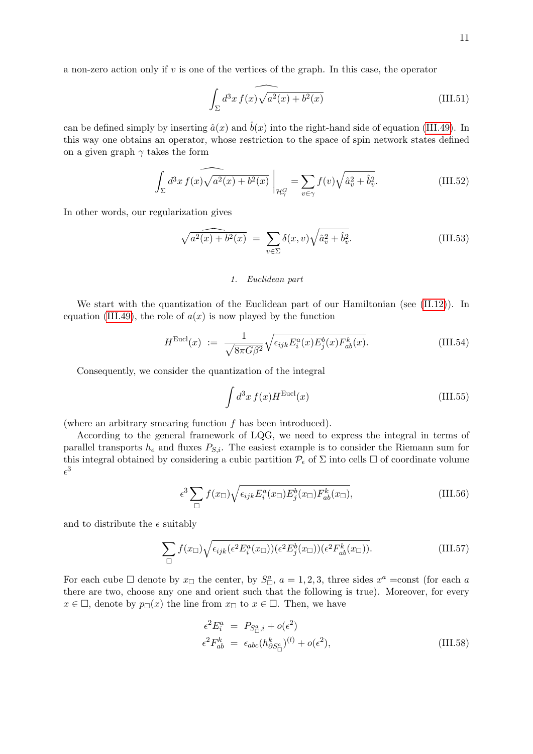a non-zero action only if $v$ is one of the vertices of the graph. In this case, the operator

$$\int_\Sigma d^3x\, f(x)\widehat{\sqrt{a^2(x)+b^2(x)}} \tag{III.51}$$

can be defined simply by inserting $\hat{a}(x)$ and $\hat{b}(x)$ into the right-hand side of equation (III.49). In this way one obtains an operator, whose restriction to the space of spin network states defined on a given graph $\gamma$ takes the form

$$\int_\Sigma d^3x\, f(x)\widehat{\sqrt{a^2(x)+b^2(x)}}\,\Big|_{\mathcal{H}^G_\gamma} = \sum_{v\in\gamma} f(v)\sqrt{\hat{a}_v^2+\hat{b}_v^2}. \tag{III.52}$$

In other words, our regularization gives

$$\widehat{\sqrt{a^2(x)+b^2(x)}} \;=\; \sum_{v\in\Sigma}\delta(x,v)\sqrt{\hat{a}_v^2+\hat{b}_v^2}. \tag{III.53}$$

### 1. *Euclidean part*

We start with the quantization of the Euclidean part of our Hamiltonian (see (II.12)). In equation (III.49), the role of $a(x)$ is now played by the function

$$H^{\rm Eucl}(x) \;:=\; \frac{1}{\sqrt{8\pi G\beta^2}}\sqrt{\epsilon_{ijk}E^a_i(x)E^b_j(x)F^k_{ab}(x)}. \tag{III.54}$$

Consequently, we consider the quantization of the integral

$$\int d^3x\, f(x)H^{\rm Eucl}(x) \tag{III.55}$$

(where an arbitrary smearing function $f$ has been introduced).

According to the general framework of LQG, we need to express the integral in terms of parallel transports $h_e$ and fluxes $P_{S,i}$. The easiest example is to consider the Riemann sum for this integral obtained by considering a cubic partition $\mathcal{P}_\epsilon$ of $\Sigma$ into cells $\Box$ of coordinate volume $\epsilon^3$

$$\epsilon^3\sum_\Box f(x_\Box)\sqrt{\epsilon_{ijk}E^a_i(x_\Box)E^b_j(x_\Box)F^k_{ab}(x_\Box)}, \tag{III.56}$$

and to distribute the $\epsilon$ suitably

$$\sum_\Box f(x_\Box)\sqrt{\epsilon_{ijk}(\epsilon^2E^a_i(x_\Box))(\epsilon^2E^b_j(x_\Box))(\epsilon^2F^k_{ab}(x_\Box))}. \tag{III.57}$$

For each cube $\Box$ denote by $x_\Box$ the center, by $S^a_\Box$, $a=1,2,3$, three sides $x^a=$const (for each $a$ there are two, choose any one and orient such that the following is true). Moreover, for every $x\in\Box$, denote by $p_\Box(x)$ the line from $x_\Box$ to $x\in\Box$. Then, we have

$$\begin{aligned}
\epsilon^2E^a_i \;&=\; P_{S^a_\Box,i}+o(\epsilon^2)\\
\epsilon^2F^k_{ab} \;&=\; \epsilon_{abc}(h^k_{\partial S^c_\Box})^{(l)}+o(\epsilon^2),
\end{aligned} \tag{III.58}$$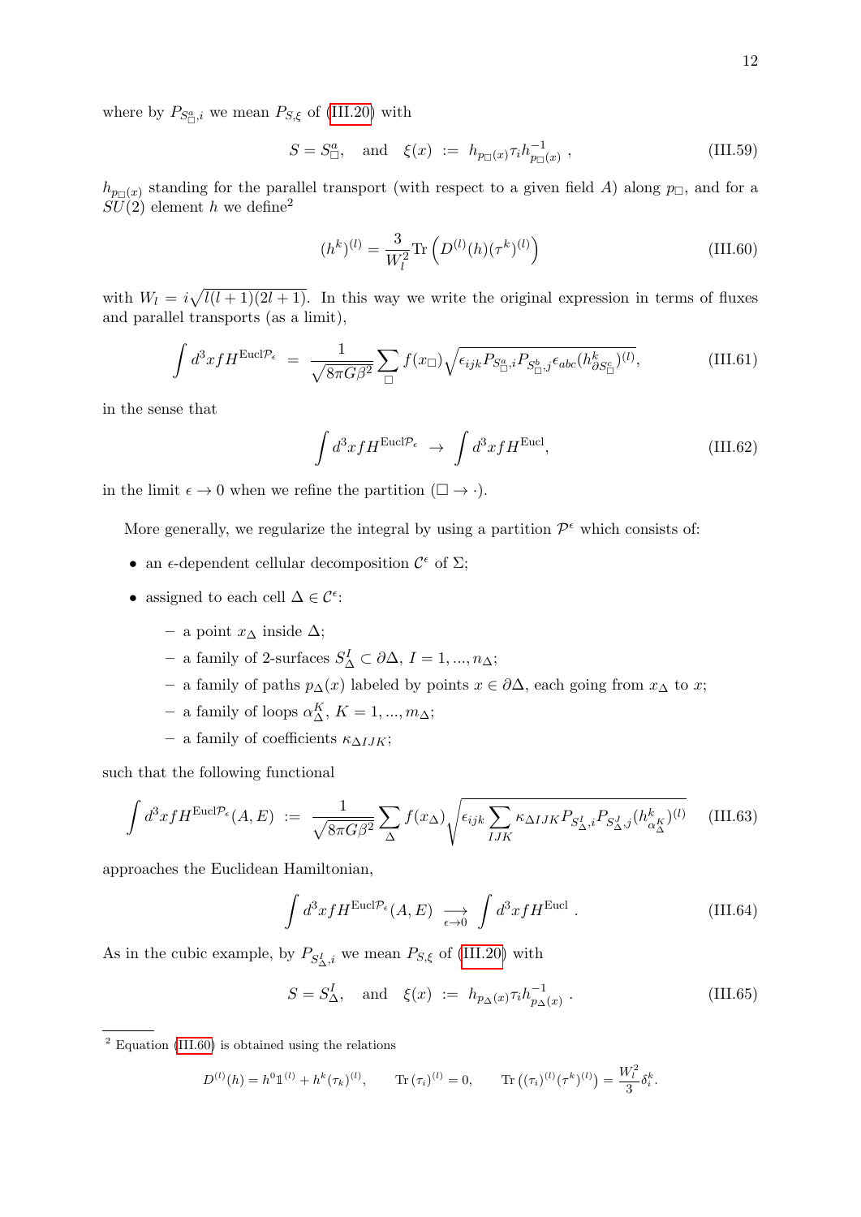where by $P_{S^a_\square,i}$ we mean $P_{S,\xi}$ of (III.20) with

$$S = S^a_\square, \quad \text{and} \quad \xi(x) := h_{p_\square(x)} \tau_i h^{-1}_{p_\square(x)} , \tag{III.59}$$

$h_{p_\square(x)}$ standing for the parallel transport (with respect to a given field $A$) along $p_\square$, and for a $SU(2)$ element $h$ we define[2]

$$(h^k)^{(l)} = \frac{3}{W_l^2} \mathrm{Tr}\left( D^{(l)}(h) (\tau^k)^{(l)} \right) \tag{III.60}$$

with $W_l = i\sqrt{l(l+1)(2l+1)}$. In this way we write the original expression in terms of fluxes and parallel transports (as a limit),

$$\int d^3x f H^{\mathrm{Eucl}\mathcal{P}_\epsilon} = \frac{1}{\sqrt{8\pi G \beta^2}} \sum_\square f(x_\square) \sqrt{\epsilon_{ijk} P_{S^a_\square,i} P_{S^b_\square,j} \epsilon_{abc} (h^k_{\partial S^c_\square})^{(l)}}, \tag{III.61}$$

in the sense that

$$\int d^3x f H^{\mathrm{Eucl}\mathcal{P}_\epsilon} \to \int d^3x f H^{\mathrm{Eucl}}, \tag{III.62}$$

in the limit $\epsilon \to 0$ when we refine the partition ($\square \to \cdot$).

More generally, we regularize the integral by using a partition $\mathcal{P}^\epsilon$ which consists of:

- an $\epsilon$-dependent cellular decomposition $\mathcal{C}^\epsilon$ of $\Sigma$;
- assigned to each cell $\Delta \in \mathcal{C}^\epsilon$:
  - a point $x_\Delta$ inside $\Delta$;
  - a family of 2-surfaces $S^I_\Delta \subset \partial\Delta$, $I = 1, ..., n_\Delta$;
  - a family of paths $p_\Delta(x)$ labeled by points $x \in \partial\Delta$, each going from $x_\Delta$ to $x$;
  - a family of loops $\alpha^K_\Delta$, $K = 1, ..., m_\Delta$;
  - a family of coefficients $\kappa_{\Delta IJK}$;

such that the following functional

$$\int d^3x f H^{\mathrm{Eucl}\mathcal{P}_\epsilon}(A, E) := \frac{1}{\sqrt{8\pi G \beta^2}} \sum_\Delta f(x_\Delta) \sqrt{\epsilon_{ijk} \sum_{IJK} \kappa_{\Delta IJK} P_{S^I_\Delta,i} P_{S^J_\Delta,j} (h^k_{\alpha^K_\Delta})^{(l)}} \tag{III.63}$$

approaches the Euclidean Hamiltonian,

$$\int d^3x f H^{\mathrm{Eucl}\mathcal{P}_\epsilon}(A, E) \underset{\epsilon \to 0}{\longrightarrow} \int d^3x f H^{\mathrm{Eucl}} . \tag{III.64}$$

As in the cubic example, by $P_{S^I_\Delta,i}$ we mean $P_{S,\xi}$ of (III.20) with

$$S = S^I_\Delta, \quad \text{and} \quad \xi(x) := h_{p_\Delta(x)} \tau_i h^{-1}_{p_\Delta(x)} . \tag{III.65}$$

---

[2] Equation (III.60) is obtained using the relations

$$D^{(l)}(h) = h^0 \mathbb{1}^{(l)} + h^k (\tau_k)^{(l)}, \qquad \mathrm{Tr}\,(\tau_i)^{(l)} = 0, \qquad \mathrm{Tr}\left( (\tau_i)^{(l)} (\tau^k)^{(l)} \right) = \frac{W_l^2}{3} \delta^k_i .$$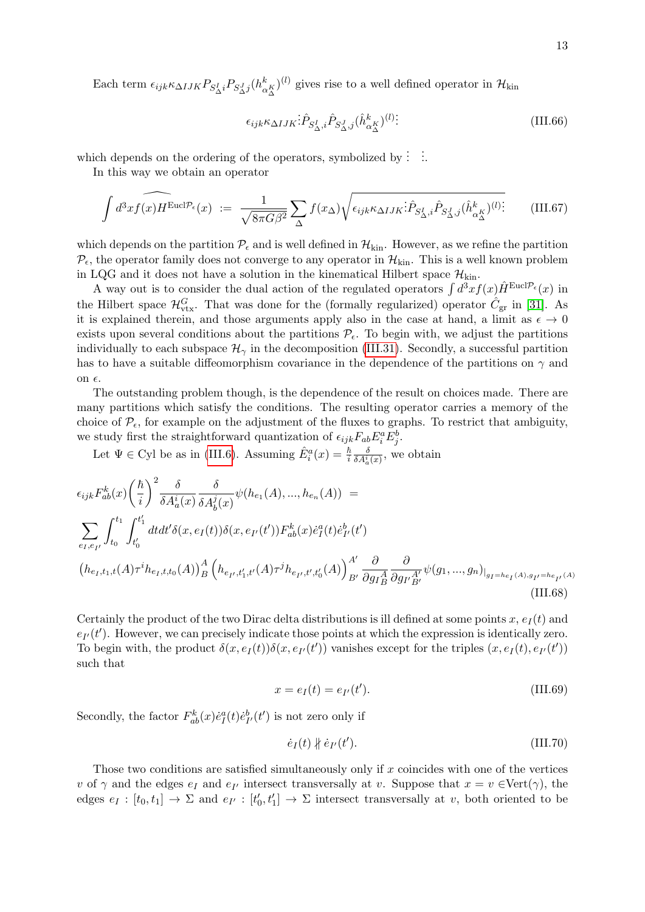Each term $\epsilon_{ijk}\kappa_{\Delta IJK}P_{S^I_\Delta i}P_{S^J_\Delta j}(h^k_{\alpha^K_\Delta})^{(l)}$ gives rise to a well defined operator in $\mathcal{H}_{\rm kin}$

$$\epsilon_{ijk}\kappa_{\Delta IJK}\vdots\hat{P}_{S^I_\Delta,i}\hat{P}_{S^J_\Delta,j}(\hat{h}^k_{\alpha^K_\Delta})^{(l)}\vdots \tag{III.66}$$

which depends on the ordering of the operators, symbolized by $\vdots\ \ \vdots$.

In this way we obtain an operator

$$\int d^3x\widehat{f(x)H^{{\rm Eucl}\mathcal{P}_\epsilon}}(x) \ :=\ \frac{1}{\sqrt{8\pi G\beta^2}}\sum_\Delta f(x_\Delta)\sqrt{\epsilon_{ijk}\kappa_{\Delta IJK}\vdots\hat{P}_{S^I_\Delta,i}\hat{P}_{S^J_\Delta,j}(\hat{h}^k_{\alpha^K_\Delta})^{(l)}\vdots} \tag{III.67}$$

which depends on the partition $\mathcal{P}_\epsilon$ and is well defined in $\mathcal{H}_{\rm kin}$. However, as we refine the partition $\mathcal{P}_\epsilon$, the operator family does not converge to any operator in $\mathcal{H}_{\rm kin}$. This is a well known problem in LQG and it does not have a solution in the kinematical Hilbert space $\mathcal{H}_{\rm kin}$.

A way out is to consider the dual action of the regulated operators $\int d^3x f(x)\hat{H}^{{\rm Eucl}\mathcal{P}_\epsilon}(x)$ in the Hilbert space $\mathcal{H}^G_{\rm vtx}$. That was done for the (formally regularized) operator $\hat{C}_{\rm gr}$ in [31]. As it is explained therein, and those arguments apply also in the case at hand, a limit as $\epsilon\to 0$ exists upon several conditions about the partitions $\mathcal{P}_\epsilon$. To begin with, we adjust the partitions individually to each subspace $\mathcal{H}_\gamma$ in the decomposition (III.31). Secondly, a successful partition has to have a suitable diffeomorphism covariance in the dependence of the partitions on $\gamma$ and on $\epsilon$.

The outstanding problem though, is the dependence of the result on choices made. There are many partitions which satisfy the conditions. The resulting operator carries a memory of the choice of $\mathcal{P}_\epsilon$, for example on the adjustment of the fluxes to graphs. To restrict that ambiguity, we study first the straightforward quantization of $\epsilon_{ijk}F_{ab}E^a_iE^b_j$.

Let $\Psi\in{\rm Cyl}$ be as in (III.6). Assuming $\hat{E}^a_i(x)=\frac{\hbar}{i}\frac{\delta}{\delta A^i_a(x)}$, we obtain

$$\begin{aligned}
&\epsilon_{ijk}F^k_{ab}(x)\left(\frac{\hbar}{i}\right)^2\frac{\delta}{\delta A^i_a(x)}\frac{\delta}{\delta A^j_b(x)}\psi(h_{e_1}(A),...,h_{e_n}(A)) \ = \\
&\sum_{e_I,e_{I'}}\int_{t_0}^{t_1}\int_{t'_0}^{t'_1}dtdt'\delta(x,e_I(t))\delta(x,e_{I'}(t'))F^k_{ab}(x)\dot{e}^a_I(t)\dot{e}^b_{I'}(t') \\
&\left(h_{e_I,t_1,t}(A)\tau^ih_{e_I,t,t_0}(A)\right)^A_{\ B}\left(h_{e_{I'},t'_1,t'}(A)\tau^jh_{e_{I'},t',t'_0}(A)\right)^{A'}_{\ B'}\frac{\partial}{\partial g_I{}^A_B}\frac{\partial}{\partial g_{I'}{}^{A'}_{B'}}\psi(g_1,...,g_n)_{|_{g_I=h_{e_I}(A),g_{I'}=h_{e_{I'}}(A)}}
\end{aligned} \tag{III.68}$$

Certainly the product of the two Dirac delta distributions is ill defined at some points $x$, $e_I(t)$ and $e_{I'}(t')$. However, we can precisely indicate those points at which the expression is identically zero. To begin with, the product $\delta(x,e_I(t))\delta(x,e_{I'}(t'))$ vanishes except for the triples $(x,e_I(t),e_{I'}(t'))$ such that

$$x=e_I(t)=e_{I'}(t'). \tag{III.69}$$

Secondly, the factor $F^k_{ab}(x)\dot{e}^a_I(t)\dot{e}^b_{I'}(t')$ is not zero only if

$$\dot{e}_I(t)\not\parallel\dot{e}_{I'}(t'). \tag{III.70}$$

Those two conditions are satisfied simultaneously only if $x$ coincides with one of the vertices $v$ of $\gamma$ and the edges $e_I$ and $e_{I'}$ intersect transversally at $v$. Suppose that $x=v\in{\rm Vert}(\gamma)$, the edges $e_I:[t_0,t_1]\to\Sigma$ and $e_{I'}:[t'_0,t'_1]\to\Sigma$ intersect transversally at $v$, both oriented to be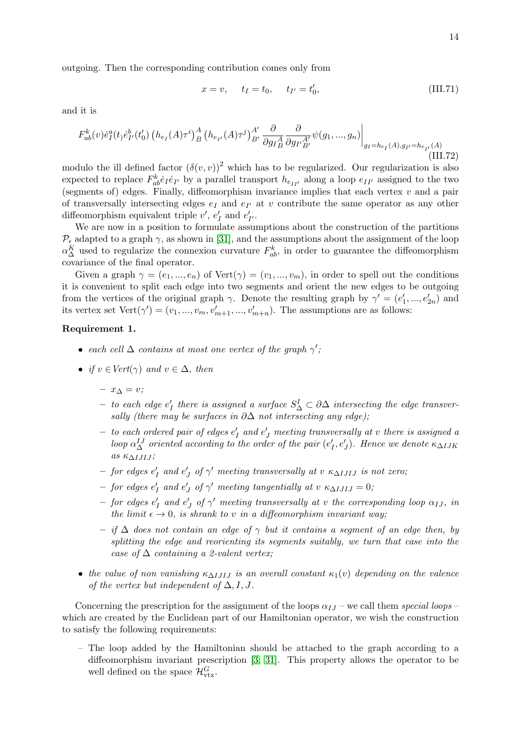outgoing. Then the corresponding contribution comes only from

$$x = v, \quad t_I = t_0, \quad t_{I'} = t_0', \tag{III.71}$$

and it is

$$F^k_{ab}(v)\dot{e}^a_I(t_)\dot{e}^b_{I'}(t_0')\left(h_{e_I}(A)\tau^i\right)^A_{\ B}\left(h_{e_{I'}}(A)\tau^j\right)^{A'}_{\ B'}\frac{\partial}{\partial g_{I\,B}^{\ A}}\frac{\partial}{\partial g_{I'\,B'}^{\ A'}}\psi(g_1,...,g_n)\bigg|_{g_I=h_{e_I}(A), g_{I'}=h_{e_{I'}}(A)} \tag{III.72}$$

modulo the ill defined factor $(\delta(v,v))^2$ which has to be regularized. Our regularization is also expected to replace $F^k_{ab}\dot{e}_I\dot{e}_{I'}$ by a parallel transport $h_{e_{II'}}$ along a loop $e_{II'}$ assigned to the two (segments of) edges. Finally, diffeomorphism invariance implies that each vertex $v$ and a pair of transversally intersecting edges $e_I$ and $e_{I'}$ at $v$ contribute the same operator as any other diffeomorphism equivalent triple $v'$, $e_I'$ and $e_{I'}'$.

We are now in a position to formulate assumptions about the construction of the partitions $\mathcal{P}_\epsilon$ adapted to a graph $\gamma$, as shown in [31], and the assumptions about the assignment of the loop $\alpha^K_\Delta$ used to regularize the connexion curvature $F^k_{ab}$, in order to guarantee the diffeomorphism covariance of the final operator.

Given a graph $\gamma = (e_1, ..., e_n)$ of $\mathrm{Vert}(\gamma) = (v_1, ..., v_m)$, in order to spell out the conditions it is convenient to split each edge into two segments and orient the new edges to be outgoing from the vertices of the original graph $\gamma$. Denote the resulting graph by $\gamma' = (e_1', ..., e_{2n}')$ and its vertex set $\mathrm{Vert}(\gamma') = (v_1, ..., v_m, v_{m+1}', ..., v_{m+n}')$. The assumptions are as follows:

**Requirement 1.**

- *each cell $\Delta$ contains at most one vertex of the graph $\gamma'$;*
- *if $v \in Vert(\gamma)$ and $v \in \Delta$, then*
  - *$x_\Delta = v$;*
  - *to each edge $e_I'$ there is assigned a surface $S^I_\Delta \subset \partial\Delta$ intersecting the edge transversally (there may be surfaces in $\partial\Delta$ not intersecting any edge);*
  - *to each ordered pair of edges $e_I'$ and $e_J'$ meeting transversally at $v$ there is assigned a loop $\alpha^{IJ}_\Delta$ oriented according to the order of the pair $(e_I', e_J')$. Hence we denote $\kappa_{\Delta IJK}$ as $\kappa_{\Delta IJIJ}$;*
  - *for edges $e_I'$ and $e_J'$ of $\gamma'$ meeting transversally at $v$ $\kappa_{\Delta IJIJ}$ is not zero;*
  - *for edges $e_I'$ and $e_J'$ of $\gamma'$ meeting tangentially at $v$ $\kappa_{\Delta IJIJ} = 0$;*
  - *for edges $e_I'$ and $e_J'$ of $\gamma'$ meeting transversally at $v$ the corresponding loop $\alpha_{IJ}$, in the limit $\epsilon \to 0$, is shrank to $v$ in a diffeomorphism invariant way;*
  - *if $\Delta$ does not contain an edge of $\gamma$ but it contains a segment of an edge then, by splitting the edge and reorienting its segments suitably, we turn that case into the case of $\Delta$ containing a 2-valent vertex;*
- *the value of non vanishing $\kappa_{\Delta IJIJ}$ is an overall constant $\kappa_1(v)$ depending on the valence of the vertex but independent of $\Delta, I, J$.*

Concerning the prescription for the assignment of the loops $\alpha_{IJ}$ – we call them *special loops* – which are created by the Euclidean part of our Hamiltonian operator, we wish the construction to satisfy the following requirements:

- The loop added by the Hamiltonian should be attached to the graph according to a diffeomorphism invariant prescription [3, 31]. This property allows the operator to be well defined on the space $\mathcal{H}^G_{\mathrm{vtx}}$.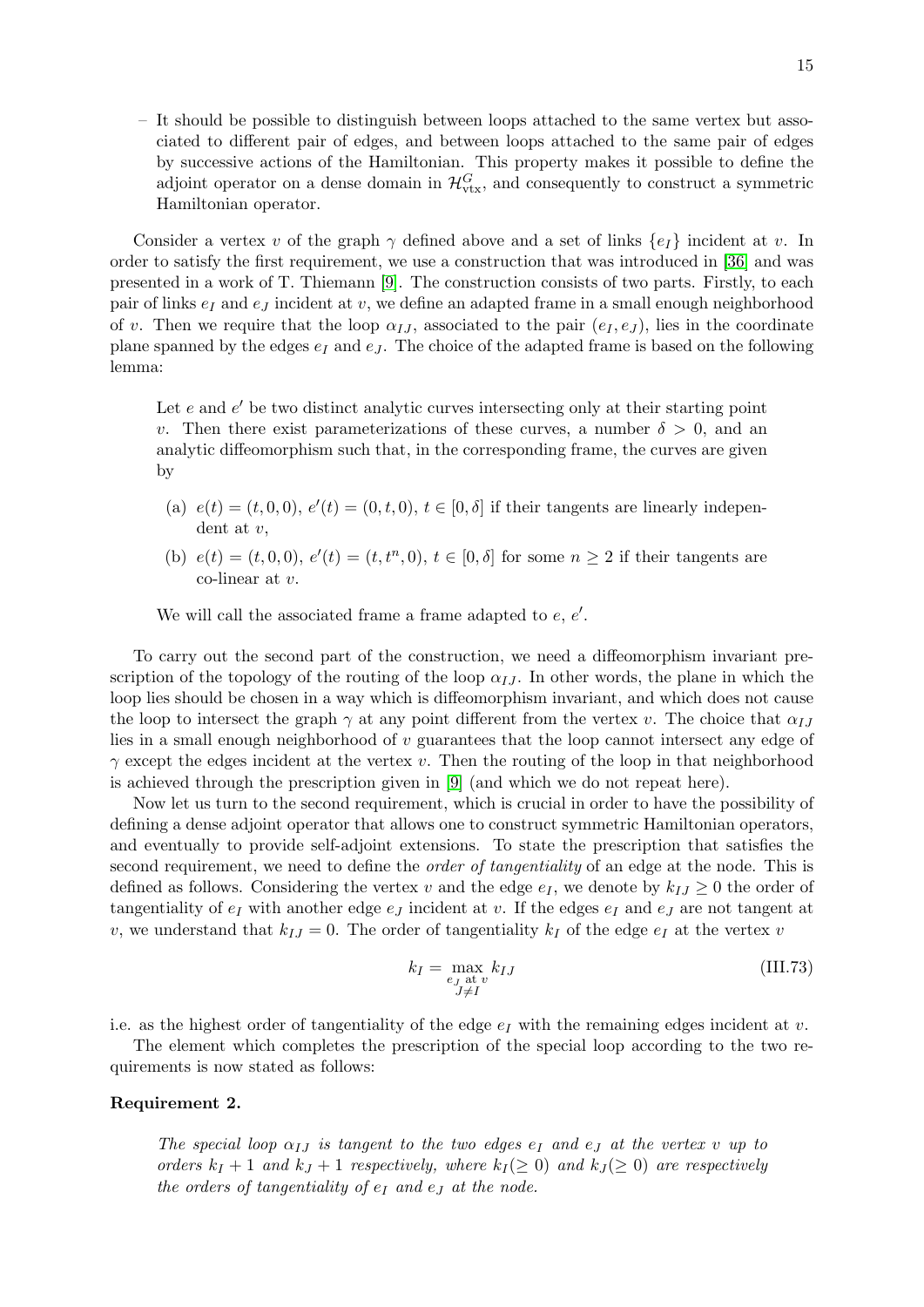– It should be possible to distinguish between loops attached to the same vertex but associated to different pair of edges, and between loops attached to the same pair of edges by successive actions of the Hamiltonian. This property makes it possible to define the adjoint operator on a dense domain in $\mathcal{H}^G_{\rm vtx}$, and consequently to construct a symmetric Hamiltonian operator.

Consider a vertex $v$ of the graph $\gamma$ defined above and a set of links $\{e_I\}$ incident at $v$. In order to satisfy the first requirement, we use a construction that was introduced in [36] and was presented in a work of T. Thiemann [9]. The construction consists of two parts. Firstly, to each pair of links $e_I$ and $e_J$ incident at $v$, we define an adapted frame in a small enough neighborhood of $v$. Then we require that the loop $\alpha_{IJ}$, associated to the pair $(e_I, e_J)$, lies in the coordinate plane spanned by the edges $e_I$ and $e_J$. The choice of the adapted frame is based on the following lemma:

> Let $e$ and $e'$ be two distinct analytic curves intersecting only at their starting point $v$. Then there exist parameterizations of these curves, a number $\delta > 0$, and an analytic diffeomorphism such that, in the corresponding frame, the curves are given by
>
> (a) $e(t) = (t, 0, 0)$, $e'(t) = (0, t, 0)$, $t \in [0, \delta]$ if their tangents are linearly independent at $v$,
>
> (b) $e(t) = (t, 0, 0)$, $e'(t) = (t, t^n, 0)$, $t \in [0, \delta]$ for some $n \geq 2$ if their tangents are co-linear at $v$.
>
> We will call the associated frame a frame adapted to $e$, $e'$.

To carry out the second part of the construction, we need a diffeomorphism invariant prescription of the topology of the routing of the loop $\alpha_{IJ}$. In other words, the plane in which the loop lies should be chosen in a way which is diffeomorphism invariant, and which does not cause the loop to intersect the graph $\gamma$ at any point different from the vertex $v$. The choice that $\alpha_{IJ}$ lies in a small enough neighborhood of $v$ guarantees that the loop cannot intersect any edge of $\gamma$ except the edges incident at the vertex $v$. Then the routing of the loop in that neighborhood is achieved through the prescription given in [9] (and which we do not repeat here).

Now let us turn to the second requirement, which is crucial in order to have the possibility of defining a dense adjoint operator that allows one to construct symmetric Hamiltonian operators, and eventually to provide self-adjoint extensions. To state the prescription that satisfies the second requirement, we need to define the *order of tangentiality* of an edge at the node. This is defined as follows. Considering the vertex $v$ and the edge $e_I$, we denote by $k_{IJ} \geq 0$ the order of tangentiality of $e_I$ with another edge $e_J$ incident at $v$. If the edges $e_I$ and $e_J$ are not tangent at $v$, we understand that $k_{IJ} = 0$. The order of tangentiality $k_I$ of the edge $e_I$ at the vertex $v$

$$k_I = \max_{\substack{e_J \text{ at } v \\ J \neq I}} k_{IJ} \tag{III.73}$$

i.e. as the highest order of tangentiality of the edge $e_I$ with the remaining edges incident at $v$.

The element which completes the prescription of the special loop according to the two requirements is now stated as follows:

**Requirement 2.**

> *The special loop $\alpha_{IJ}$ is tangent to the two edges $e_I$ and $e_J$ at the vertex $v$ up to orders $k_I + 1$ and $k_J + 1$ respectively, where $k_I (\geq 0)$ and $k_J (\geq 0)$ are respectively the orders of tangentiality of $e_I$ and $e_J$ at the node.*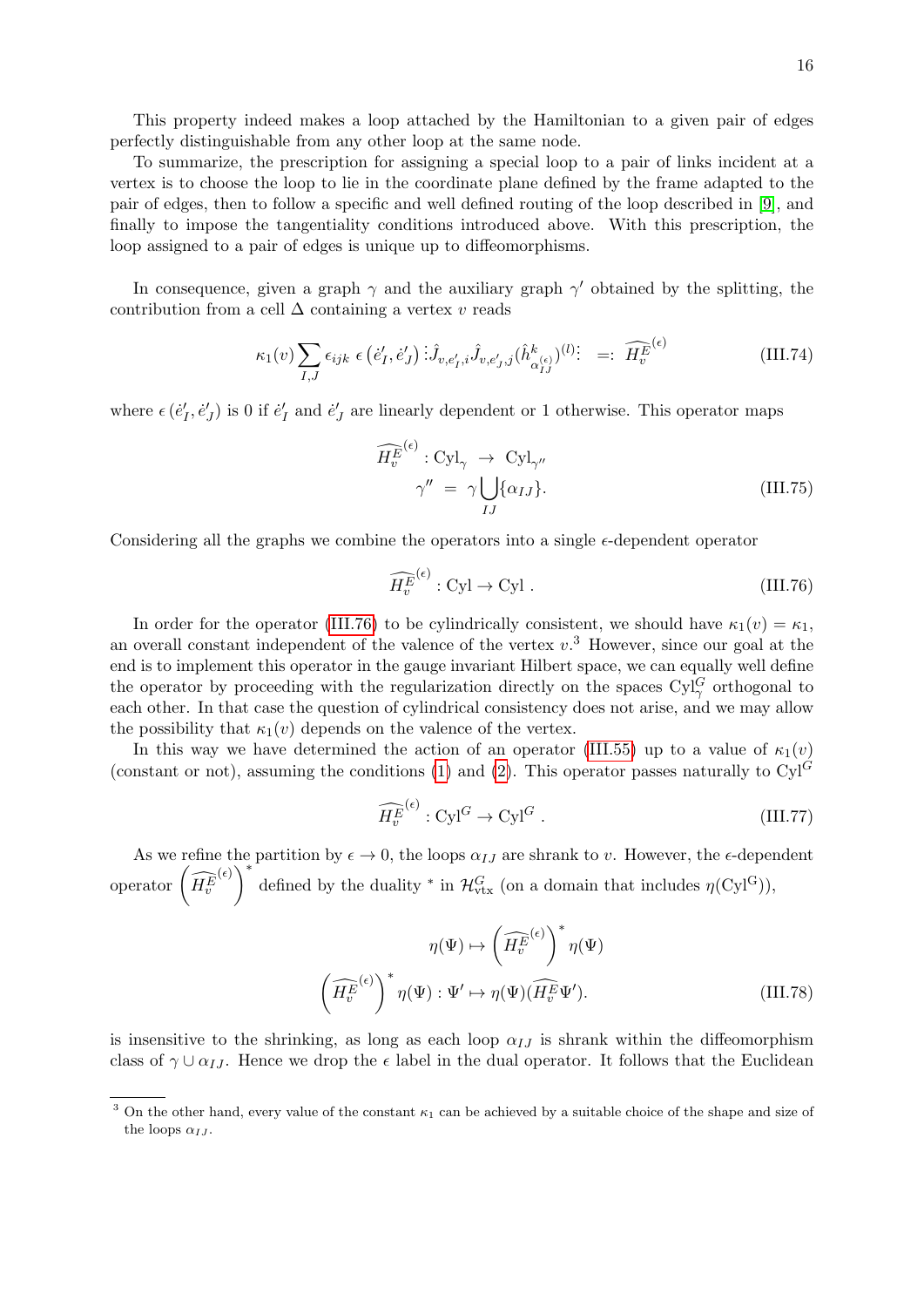This property indeed makes a loop attached by the Hamiltonian to a given pair of edges perfectly distinguishable from any other loop at the same node.

To summarize, the prescription for assigning a special loop to a pair of links incident at a vertex is to choose the loop to lie in the coordinate plane defined by the frame adapted to the pair of edges, then to follow a specific and well defined routing of the loop described in [9], and finally to impose the tangentiality conditions introduced above. With this prescription, the loop assigned to a pair of edges is unique up to diffeomorphisms.

In consequence, given a graph $\gamma$ and the auxiliary graph $\gamma'$ obtained by the splitting, the contribution from a cell $\Delta$ containing a vertex $v$ reads

$$\kappa_1(v) \sum_{I,J} \epsilon_{ijk}\, \epsilon\left(\dot{e}'_I, \dot{e}'_J\right) \vdots \hat{J}_{v,e'_I,i} \hat{J}_{v,e'_J,j} (\hat{h}^k_{\alpha^{(\epsilon)}_{IJ}})^{(l)} \vdots \;\; =: \; \widehat{H^E_v}^{(\epsilon)} \tag{III.74}$$

where $\epsilon\left(\dot{e}'_I, \dot{e}'_J\right)$ is 0 if $\dot{e}'_I$ and $\dot{e}'_J$ are linearly dependent or 1 otherwise. This operator maps

$$\begin{aligned} \widehat{H^E_v}^{(\epsilon)} : \mathrm{Cyl}_\gamma \;&\rightarrow\; \mathrm{Cyl}_{\gamma''} \\ \gamma'' \;&=\; \gamma \bigcup_{IJ} \{\alpha_{IJ}\}. \end{aligned} \tag{III.75}$$

Considering all the graphs we combine the operators into a single $\epsilon$-dependent operator

$$\widehat{H^E_v}^{(\epsilon)} : \mathrm{Cyl} \rightarrow \mathrm{Cyl}\;. \tag{III.76}$$

In order for the operator (III.76) to be cylindrically consistent, we should have $\kappa_1(v) = \kappa_1$, an overall constant independent of the valence of the vertex $v$.[3] However, since our goal at the end is to implement this operator in the gauge invariant Hilbert space, we can equally well define the operator by proceeding with the regularization directly on the spaces $\mathrm{Cyl}^G_\gamma$ orthogonal to each other. In that case the question of cylindrical consistency does not arise, and we may allow the possibility that $\kappa_1(v)$ depends on the valence of the vertex.

In this way we have determined the action of an operator (III.55) up to a value of $\kappa_1(v)$ (constant or not), assuming the conditions (1) and (2). This operator passes naturally to $\mathrm{Cyl}^G$

$$\widehat{H^E_v}^{(\epsilon)} : \mathrm{Cyl}^G \rightarrow \mathrm{Cyl}^G\;. \tag{III.77}$$

As we refine the partition by $\epsilon \rightarrow 0$, the loops $\alpha_{IJ}$ are shrank to $v$. However, the $\epsilon$-dependent operator $\left(\widehat{H^E_v}^{(\epsilon)}\right)^*$ defined by the duality $^*$ in $\mathcal{H}^G_{\mathrm{vtx}}$ (on a domain that includes $\eta(\mathrm{Cyl^G})$),

$$\begin{aligned} \eta(\Psi) \mapsto \left(\widehat{H^E_v}^{(\epsilon)}\right)^* \eta(\Psi) \\ \left(\widehat{H^E_v}^{(\epsilon)}\right)^* \eta(\Psi) : \Psi' \mapsto \eta(\Psi)(\widehat{H^E_v}\Psi'). \end{aligned} \tag{III.78}$$

is insensitive to the shrinking, as long as each loop $\alpha_{IJ}$ is shrank within the diffeomorphism class of $\gamma \cup \alpha_{IJ}$. Hence we drop the $\epsilon$ label in the dual operator. It follows that the Euclidean

---

[3] On the other hand, every value of the constant $\kappa_1$ can be achieved by a suitable choice of the shape and size of the loops $\alpha_{IJ}$.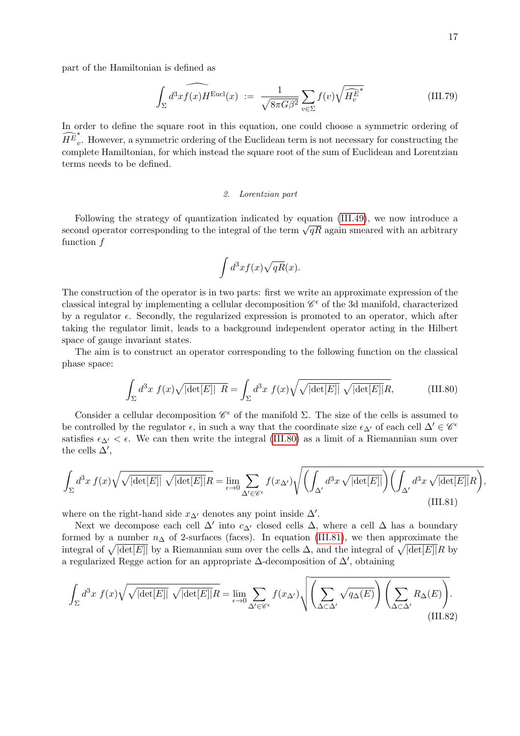part of the Hamiltonian is defined as

$$\int_\Sigma d^3x \widehat{f(x)H^{\rm Eucl}(x)} \;:=\; \frac{1}{\sqrt{8\pi G\beta^2}} \sum_{v\in\Sigma} f(v) \sqrt{\widehat{H^E_v}^*} \tag{III.79}$$

In order to define the square root in this equation, one could choose a symmetric ordering of $\widehat{H^E_v}^*$. However, a symmetric ordering of the Euclidean term is not necessary for constructing the complete Hamiltonian, for which instead the square root of the sum of Euclidean and Lorentzian terms needs to be defined.

#### 2. Lorentzian part

Following the strategy of quantization indicated by equation (III.49), we now introduce a second operator corresponding to the integral of the term $\sqrt{q}R$ again smeared with an arbitrary function $f$

$$\int d^3x f(x)\sqrt{q}R(x).$$

The construction of the operator is in two parts: first we write an approximate expression of the classical integral by implementing a cellular decomposition $\mathscr{C}^\epsilon$ of the 3d manifold, characterized by a regulator $\epsilon$. Secondly, the regularized expression is promoted to an operator, which after taking the regulator limit, leads to a background independent operator acting in the Hilbert space of gauge invariant states.

The aim is to construct an operator corresponding to the following function on the classical phase space:

$$\int_\Sigma d^3x\; f(x)\sqrt{|\det[E]|}\; R = \int_\Sigma d^3x\; f(x)\sqrt{\sqrt{|\det[E]|}\;\sqrt{|\det[E]|}R}, \tag{III.80}$$

Consider a cellular decomposition $\mathscr{C}^\epsilon$ of the manifold $\Sigma$. The size of the cells is assumed to be controlled by the regulator $\epsilon$, in such a way that the coordinate size $\epsilon_{\Delta'}$ of each cell $\Delta' \in \mathscr{C}^\epsilon$ satisfies $\epsilon_{\Delta'} < \epsilon$. We can then write the integral (III.80) as a limit of a Riemannian sum over the cells $\Delta'$,

$$\int_\Sigma d^3x\; f(x)\sqrt{\sqrt{|\det[E]|}\;\sqrt{|\det[E]|}R} = \lim_{\epsilon\to 0}\sum_{\Delta'\in\mathscr{C}^\epsilon} f(x_{\Delta'})\sqrt{\left(\int_{\Delta'} d^3x\,\sqrt{|\det[E]|}\right)\left(\int_{\Delta'} d^3x\,\sqrt{|\det[E]|}R\right)}, \tag{III.81}$$

where on the right-hand side $x_{\Delta'}$ denotes any point inside $\Delta'$.

Next we decompose each cell $\Delta'$ into $c_{\Delta'}$ closed cells $\Delta$, where a cell $\Delta$ has a boundary formed by a number $n_\Delta$ of 2-surfaces (faces). In equation (III.81), we then approximate the integral of $\sqrt{|\det[E]|}$ by a Riemannian sum over the cells $\Delta$, and the integral of $\sqrt{|\det[E]|}R$ by a regularized Regge action for an appropriate $\Delta$-decomposition of $\Delta'$, obtaining

$$\int_\Sigma d^3x\; f(x)\sqrt{\sqrt{|\det[E]|}\;\sqrt{|\det[E]|}R} = \lim_{\epsilon\to 0}\sum_{\Delta'\in\mathscr{C}^\epsilon} f(x_{\Delta'})\sqrt{\left(\sum_{\Delta\subset\Delta'}\sqrt{q_\Delta(E)}\right)\left(\sum_{\Delta\subset\Delta'}R_\Delta(E)\right)}. \tag{III.82}$$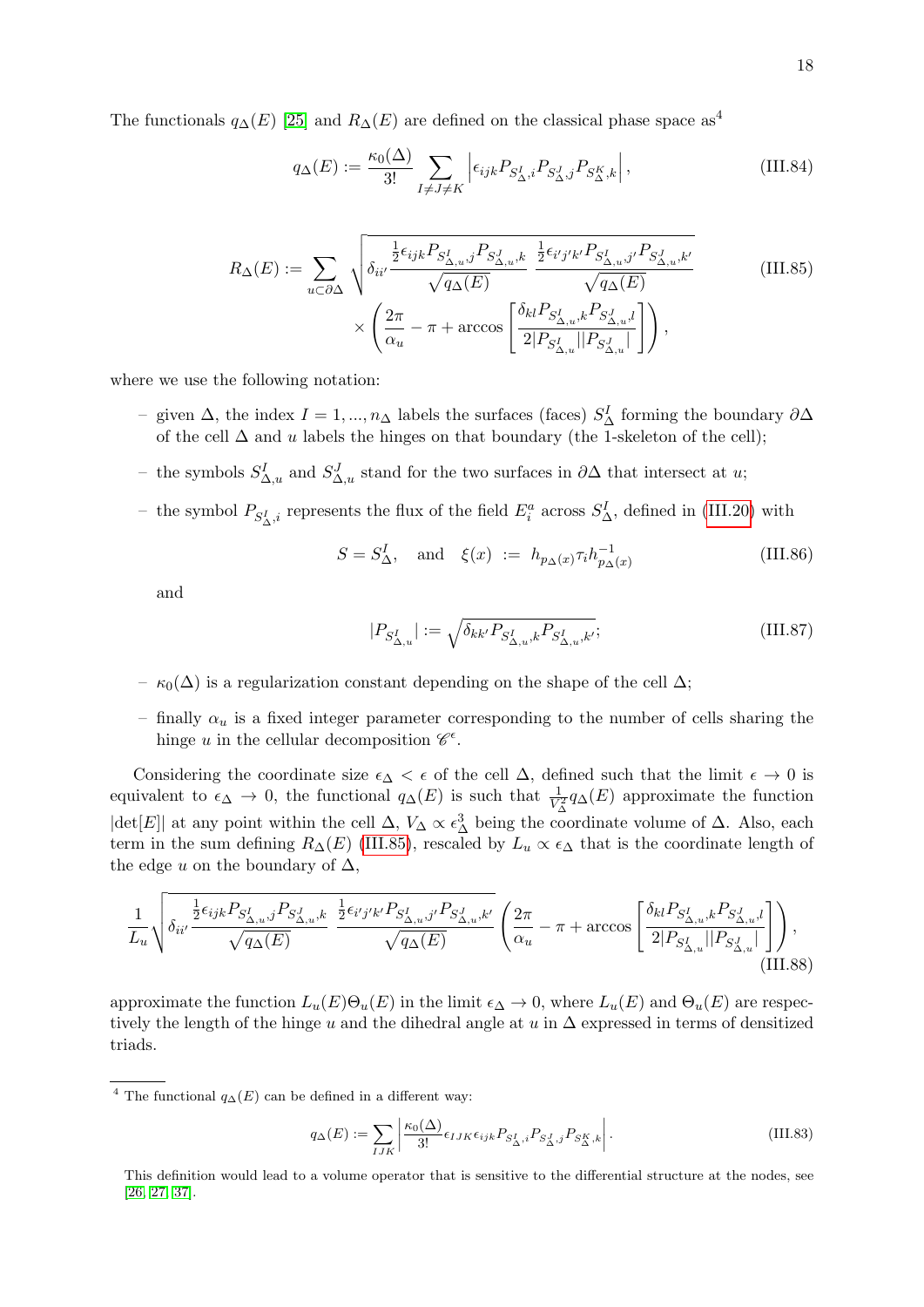The functionals $q_\Delta(E)$ [25] and $R_\Delta(E)$ are defined on the classical phase space as[4]

$$
q_\Delta(E) := \frac{\kappa_0(\Delta)}{3!} \sum_{I \neq J \neq K} \left| \epsilon_{ijk} P_{S^I_\Delta, i} P_{S^J_\Delta, j} P_{S^K_\Delta, k} \right|, \tag{III.84}
$$

$$
\begin{aligned}
R_\Delta(E) := \sum_{u \subset \partial\Delta} \sqrt{\delta_{ii'} \frac{\frac{1}{2}\epsilon_{ijk} P_{S^I_{\Delta,u}, j} P_{S^J_{\Delta,u}, k}}{\sqrt{q_\Delta(E)}} \; \frac{\frac{1}{2}\epsilon_{i'j'k'} P_{S^I_{\Delta,u}, j'} P_{S^J_{\Delta,u}, k'}}{\sqrt{q_\Delta(E)}}} \\
\times \left( \frac{2\pi}{\alpha_u} - \pi + \arccos\left[ \frac{\delta_{kl} P_{S^I_{\Delta,u}, k} P_{S^J_{\Delta,u}, l}}{2|P_{S^I_{\Delta,u}}||P_{S^J_{\Delta,u}}|} \right] \right),
\end{aligned} \tag{III.85}
$$

where we use the following notation:

- given $\Delta$, the index $I = 1, ..., n_\Delta$ labels the surfaces (faces) $S^I_\Delta$ forming the boundary $\partial\Delta$ of the cell $\Delta$ and $u$ labels the hinges on that boundary (the 1-skeleton of the cell);
- the symbols $S^I_{\Delta,u}$ and $S^J_{\Delta,u}$ stand for the two surfaces in $\partial\Delta$ that intersect at $u$;
- the symbol $P_{S^I_\Delta, i}$ represents the flux of the field $E^a_i$ across $S^I_\Delta$, defined in (III.20) with

$$
S = S^I_\Delta, \quad \text{and} \quad \xi(x) := h_{p_\Delta(x)} \tau_i h^{-1}_{p_\Delta(x)} \tag{III.86}
$$

  and

$$
|P_{S^I_{\Delta,u}}| := \sqrt{\delta_{kk'} P_{S^I_{\Delta,u}, k} P_{S^I_{\Delta,u}, k'}}; \tag{III.87}
$$

- $\kappa_0(\Delta)$ is a regularization constant depending on the shape of the cell $\Delta$;
- finally $\alpha_u$ is a fixed integer parameter corresponding to the number of cells sharing the hinge $u$ in the cellular decomposition $\mathscr{C}^\epsilon$.

Considering the coordinate size $\epsilon_\Delta < \epsilon$ of the cell $\Delta$, defined such that the limit $\epsilon \to 0$ is equivalent to $\epsilon_\Delta \to 0$, the functional $q_\Delta(E)$ is such that $\frac{1}{V^2_\Delta} q_\Delta(E)$ approximate the function $|\det[E]|$ at any point within the cell $\Delta$, $V_\Delta \propto \epsilon^3_\Delta$ being the coordinate volume of $\Delta$. Also, each term in the sum defining $R_\Delta(E)$ (III.85), rescaled by $L_u \propto \epsilon_\Delta$ that is the coordinate length of the edge $u$ on the boundary of $\Delta$,

$$
\frac{1}{L_u} \sqrt{\delta_{ii'} \frac{\frac{1}{2}\epsilon_{ijk} P_{S^I_{\Delta,u}, j} P_{S^J_{\Delta,u}, k}}{\sqrt{q_\Delta(E)}} \; \frac{\frac{1}{2}\epsilon_{i'j'k'} P_{S^I_{\Delta,u}, j'} P_{S^J_{\Delta,u}, k'}}{\sqrt{q_\Delta(E)}}} \left( \frac{2\pi}{\alpha_u} - \pi + \arccos\left[ \frac{\delta_{kl} P_{S^I_{\Delta,u}, k} P_{S^J_{\Delta,u}, l}}{2|P_{S^I_{\Delta,u}}||P_{S^J_{\Delta,u}}|} \right] \right), \tag{III.88}
$$

approximate the function $L_u(E)\Theta_u(E)$ in the limit $\epsilon_\Delta \to 0$, where $L_u(E)$ and $\Theta_u(E)$ are respectively the length of the hinge $u$ and the dihedral angle at $u$ in $\Delta$ expressed in terms of densitized triads.

---

[4] The functional $q_\Delta(E)$ can be defined in a different way:

$$
q_\Delta(E) := \sum_{IJK} \left| \frac{\kappa_0(\Delta)}{3!} \epsilon_{IJK} \epsilon_{ijk} P_{S^I_\Delta, i} P_{S^J_\Delta, j} P_{S^K_\Delta, k} \right|. \tag{III.83}
$$

This definition would lead to a volume operator that is sensitive to the differential structure at the nodes, see [26, 27, 37].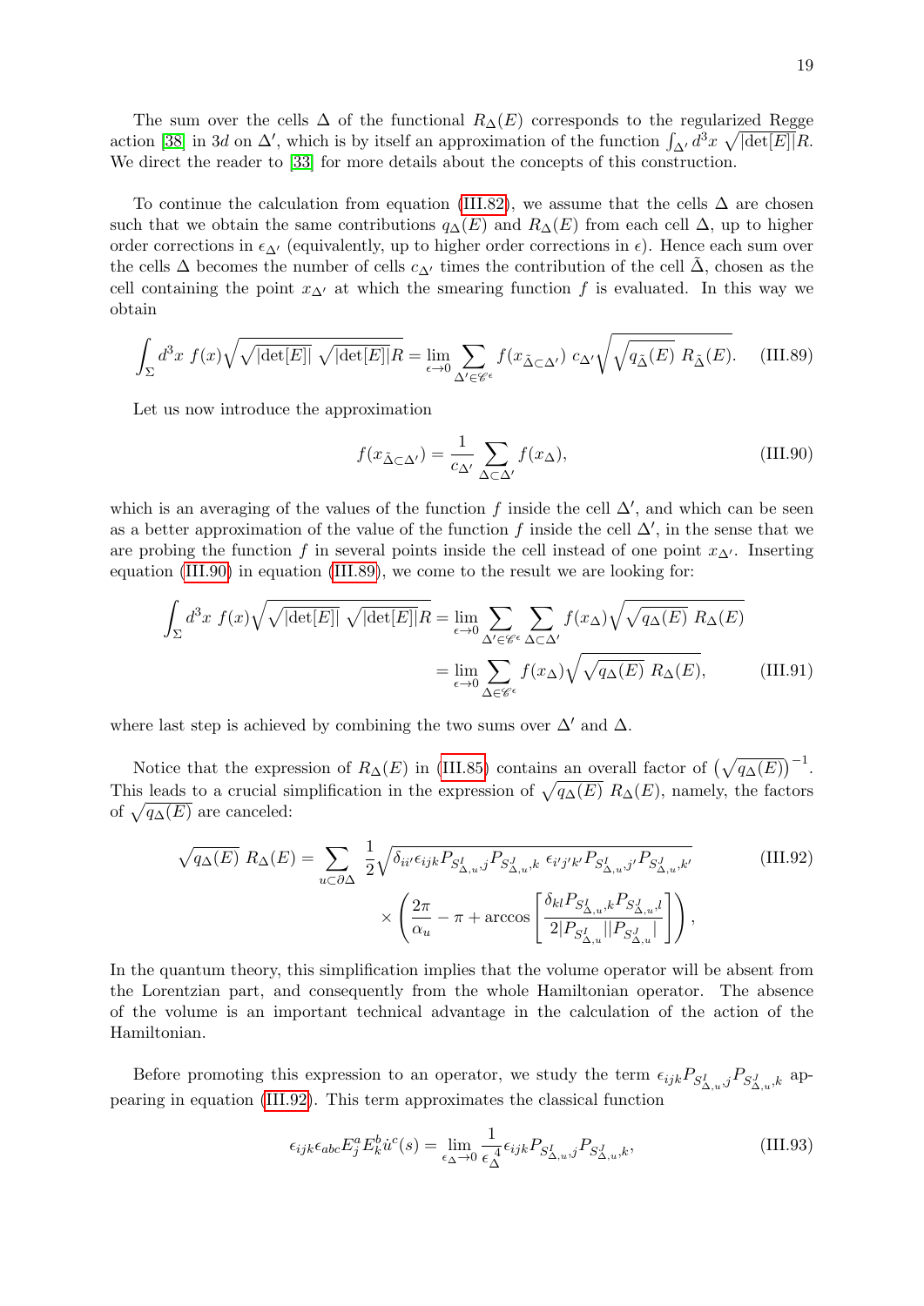The sum over the cells $\Delta$ of the functional $R_\Delta(E)$ corresponds to the regularized Regge action [38] in $3d$ on $\Delta'$, which is by itself an approximation of the function $\int_{\Delta'} d^3x \sqrt{|\det[E]|} R$. We direct the reader to [33] for more details about the concepts of this construction.

To continue the calculation from equation (III.82), we assume that the cells $\Delta$ are chosen such that we obtain the same contributions $q_\Delta(E)$ and $R_\Delta(E)$ from each cell $\Delta$, up to higher order corrections in $\epsilon_{\Delta'}$ (equivalently, up to higher order corrections in $\epsilon$). Hence each sum over the cells $\Delta$ becomes the number of cells $c_{\Delta'}$ times the contribution of the cell $\tilde{\Delta}$, chosen as the cell containing the point $x_{\Delta'}$ at which the smearing function $f$ is evaluated. In this way we obtain

$$\int_\Sigma d^3x\ f(x) \sqrt{\sqrt{|\det[E]|}\ \sqrt{|\det[E]|} R} = \lim_{\epsilon \to 0} \sum_{\Delta' \in \mathscr{C}^\epsilon} f(x_{\tilde{\Delta} \subset \Delta'})\ c_{\Delta'} \sqrt{\sqrt{q_{\tilde{\Delta}}(E)}\ R_{\tilde{\Delta}}(E)}. \tag{III.89}$$

Let us now introduce the approximation

$$f(x_{\tilde{\Delta} \subset \Delta'}) = \frac{1}{c_{\Delta'}} \sum_{\Delta \subset \Delta'} f(x_\Delta), \tag{III.90}$$

which is an averaging of the values of the function $f$ inside the cell $\Delta'$, and which can be seen as a better approximation of the value of the function $f$ inside the cell $\Delta'$, in the sense that we are probing the function $f$ in several points inside the cell instead of one point $x_{\Delta'}$. Inserting equation (III.90) in equation (III.89), we come to the result we are looking for:

$$\begin{aligned} \int_\Sigma d^3x\ f(x) \sqrt{\sqrt{|\det[E]|}\ \sqrt{|\det[E]|} R} &= \lim_{\epsilon \to 0} \sum_{\Delta' \in \mathscr{C}^\epsilon} \sum_{\Delta \subset \Delta'} f(x_\Delta) \sqrt{\sqrt{q_\Delta(E)}\ R_\Delta(E)} \\ &= \lim_{\epsilon \to 0} \sum_{\Delta \in \mathscr{C}^\epsilon} f(x_\Delta) \sqrt{\sqrt{q_\Delta(E)}\ R_\Delta(E)}, \end{aligned} \tag{III.91}$$

where last step is achieved by combining the two sums over $\Delta'$ and $\Delta$.

Notice that the expression of $R_\Delta(E)$ in (III.85) contains an overall factor of $\left(\sqrt{q_\Delta(E)}\right)^{-1}$. This leads to a crucial simplification in the expression of $\sqrt{q_\Delta(E)}\ R_\Delta(E)$, namely, the factors of $\sqrt{q_\Delta(E)}$ are canceled:

$$\begin{aligned} \sqrt{q_\Delta(E)}\ R_\Delta(E) = \sum_{u \subset \partial\Delta}\ & \frac{1}{2} \sqrt{\delta_{ii'} \epsilon_{ijk} P_{S^I_{\Delta,u},j} P_{S^J_{\Delta,u},k}\ \epsilon_{i'j'k'} P_{S^I_{\Delta,u},j'} P_{S^J_{\Delta,u},k'}} \\ & \times \left( \frac{2\pi}{\alpha_u} - \pi + \arccos\left[ \frac{\delta_{kl} P_{S^I_{\Delta,u},k} P_{S^J_{\Delta,u},l}}{2|P_{S^I_{\Delta,u}}||P_{S^J_{\Delta,u}}|} \right] \right), \end{aligned} \tag{III.92}$$

In the quantum theory, this simplification implies that the volume operator will be absent from the Lorentzian part, and consequently from the whole Hamiltonian operator. The absence of the volume is an important technical advantage in the calculation of the action of the Hamiltonian.

Before promoting this expression to an operator, we study the term $\epsilon_{ijk} P_{S^I_{\Delta,u},j} P_{S^J_{\Delta,u},k}$ appearing in equation (III.92). This term approximates the classical function

$$\epsilon_{ijk} \epsilon_{abc} E^a_j E^b_k \dot{u}^c(s) = \lim_{\epsilon_\Delta \to 0} \frac{1}{\epsilon^4_\Delta} \epsilon_{ijk} P_{S^I_{\Delta,u},j} P_{S^J_{\Delta,u},k}, \tag{III.93}$$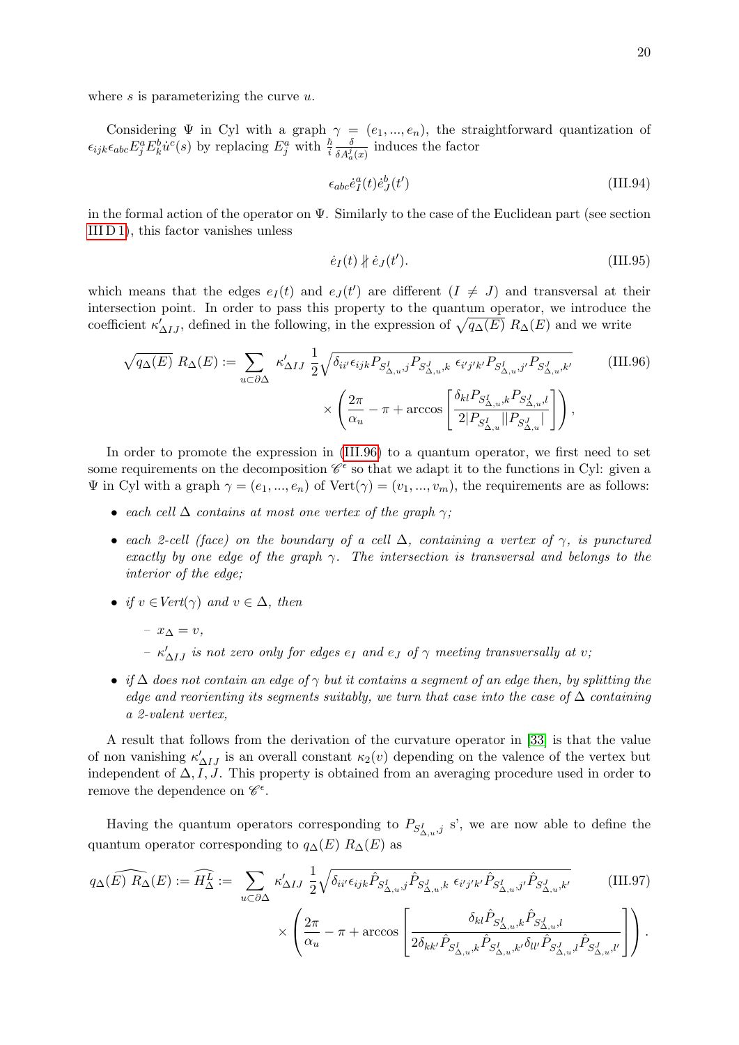where $s$ is parameterizing the curve $u$.

Considering $\Psi$ in Cyl with a graph $\gamma = (e_1, ..., e_n)$, the straightforward quantization of $\epsilon_{ijk}\epsilon_{abc}E^a_j E^b_k \dot{u}^c(s)$ by replacing $E^a_j$ with $\frac{\hbar}{i}\frac{\delta}{\delta A^j_a(x)}$ induces the factor

$$\epsilon_{abc}\dot{e}^a_I(t)\dot{e}^b_J(t') \tag{III.94}$$

in the formal action of the operator on $\Psi$. Similarly to the case of the Euclidean part (see section III D 1), this factor vanishes unless

$$\dot{e}_I(t) \nparallel \dot{e}_J(t'). \tag{III.95}$$

which means that the edges $e_I(t)$ and $e_J(t')$ are different ($I \neq J$) and transversal at their intersection point. In order to pass this property to the quantum operator, we introduce the coefficient $\kappa'_{\Delta IJ}$, defined in the following, in the expression of $\sqrt{q_\Delta(E)}\ R_\Delta(E)$ and we write

$$\sqrt{q_\Delta(E)}\ R_\Delta(E) := \sum_{u\subset\partial\Delta} \kappa'_{\Delta IJ}\ \frac{1}{2}\sqrt{\delta_{ii'}\epsilon_{ijk}P_{S^I_{\Delta,u},j}P_{S^J_{\Delta,u},k}\ \epsilon_{i'j'k'}P_{S^I_{\Delta,u},j'}P_{S^J_{\Delta,u},k'}} \times\left(\frac{2\pi}{\alpha_u} - \pi + \arccos\left[\frac{\delta_{kl}P_{S^I_{\Delta,u},k}P_{S^J_{\Delta,u},l}}{2|P_{S^I_{\Delta,u}}||P_{S^J_{\Delta,u}}|}\right]\right), \tag{III.96}$$

In order to promote the expression in (III.96) to a quantum operator, we first need to set some requirements on the decomposition $\mathscr{C}^\epsilon$ so that we adapt it to the functions in Cyl: given a $\Psi$ in Cyl with a graph $\gamma = (e_1, ..., e_n)$ of $\text{Vert}(\gamma) = (v_1, ..., v_m)$, the requirements are as follows:

- *each cell $\Delta$ contains at most one vertex of the graph $\gamma$;*
- *each 2-cell (face) on the boundary of a cell $\Delta$, containing a vertex of $\gamma$, is punctured exactly by one edge of the graph $\gamma$. The intersection is transversal and belongs to the interior of the edge;*
- *if $v \in \text{Vert}(\gamma)$ and $v \in \Delta$, then*
  - $x_\Delta = v$,
  - *$\kappa'_{\Delta IJ}$ is not zero only for edges $e_I$ and $e_J$ of $\gamma$ meeting transversally at $v$;*
- *if $\Delta$ does not contain an edge of $\gamma$ but it contains a segment of an edge then, by splitting the edge and reorienting its segments suitably, we turn that case into the case of $\Delta$ containing a 2-valent vertex,*

A result that follows from the derivation of the curvature operator in [33] is that the value of non vanishing $\kappa'_{\Delta IJ}$ is an overall constant $\kappa_2(v)$ depending on the valence of the vertex but independent of $\Delta, I, J$. This property is obtained from an averaging procedure used in order to remove the dependence on $\mathscr{C}^\epsilon$.

Having the quantum operators corresponding to $P_{S^I_{\Delta,u},j}$ s', we are now able to define the quantum operator corresponding to $q_\Delta(E)\ R_\Delta(E)$ as

$$\widehat{q_\Delta(E)\ R_\Delta}(E) := \widehat{H^L_\Delta} := \sum_{u\subset\partial\Delta} \kappa'_{\Delta IJ}\ \frac{1}{2}\sqrt{\delta_{ii'}\epsilon_{ijk}\hat{P}_{S^I_{\Delta,u},j}\hat{P}_{S^J_{\Delta,u},k}\ \epsilon_{i'j'k'}\hat{P}_{S^I_{\Delta,u},j'}\hat{P}_{S^J_{\Delta,u},k'}} \times\left(\frac{2\pi}{\alpha_u} - \pi + \arccos\left[\frac{\delta_{kl}\hat{P}_{S^I_{\Delta,u},k}\hat{P}_{S^J_{\Delta,u},l}}{2\delta_{kk'}\hat{P}_{S^I_{\Delta,u},k}\hat{P}_{S^I_{\Delta,u},k'}\delta_{ll'}\hat{P}_{S^J_{\Delta,u},l}\hat{P}_{S^J_{\Delta,u},l'}}\right]\right). \tag{III.97}$$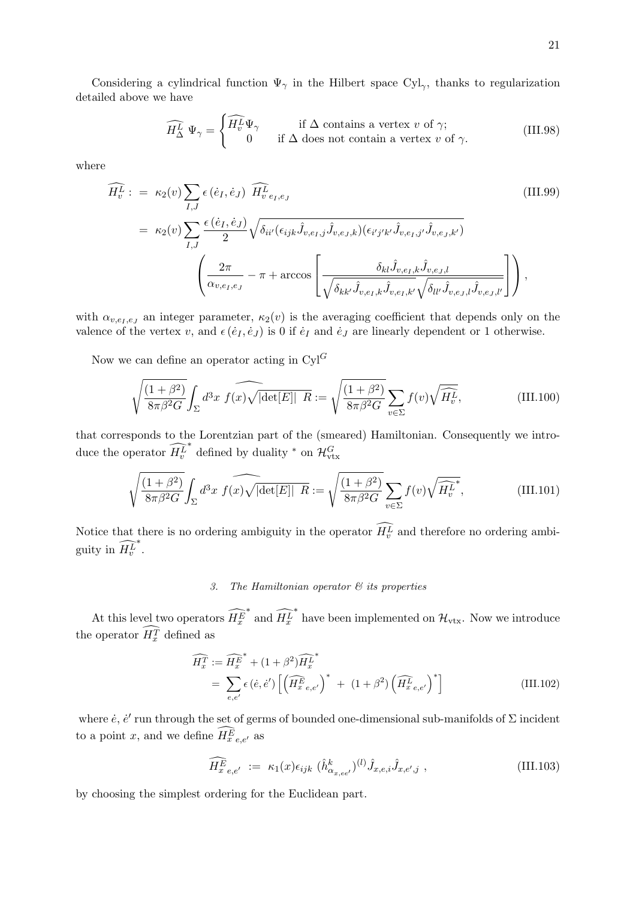Considering a cylindrical function $\Psi_\gamma$ in the Hilbert space $\mathrm{Cyl}_\gamma$, thanks to regularization detailed above we have

$$
\widehat{H^L_\Delta}\ \Psi_\gamma = \begin{cases} \widehat{H^L_v}\Psi_\gamma & \text{if } \Delta \text{ contains a vertex } v \text{ of } \gamma; \\ 0 & \text{if } \Delta \text{ does not contain a vertex } v \text{ of } \gamma. \end{cases} \tag{III.98}
$$

where

$$
\begin{aligned}
\widehat{H^L_v} \ :&= \ \kappa_2(v) \sum_{I,J} \epsilon\left(\dot{e}_I, \dot{e}_J\right)\ \widehat{H^L_v}_{e_I,e_J} \qquad\qquad\qquad\qquad\qquad\qquad\qquad\qquad\qquad\qquad\qquad\qquad\qquad\qquad\qquad\qquad \text{(III.99)} \\
&= \ \kappa_2(v) \sum_{I,J} \frac{\epsilon\left(\dot{e}_I, \dot{e}_J\right)}{2} \sqrt{\delta_{ii'}(\epsilon_{ijk}\hat{J}_{v,e_I,j}\hat{J}_{v,e_J,k})(\epsilon_{i'j'k'}\hat{J}_{v,e_I,j'}\hat{J}_{v,e_J,k'})} \\
&\qquad \left( \frac{2\pi}{\alpha_{v,e_I,e_J}} - \pi + \arccos\left[ \frac{\delta_{kl}\hat{J}_{v,e_I,k}\hat{J}_{v,e_J,l}}{\sqrt{\delta_{kk'}\hat{J}_{v,e_I,k}\hat{J}_{v,e_I,k'}}\sqrt{\delta_{ll'}\hat{J}_{v,e_J,l}\hat{J}_{v,e_J,l'}}} \right] \right),
\end{aligned}
$$

with $\alpha_{v,e_I,e_J}$ an integer parameter, $\kappa_2(v)$ is the averaging coefficient that depends only on the valence of the vertex $v$, and $\epsilon\left(\dot{e}_I, \dot{e}_J\right)$ is 0 if $\dot{e}_I$ and $\dot{e}_J$ are linearly dependent or 1 otherwise.

Now we can define an operator acting in $\mathrm{Cyl}^G$

$$
\sqrt{\frac{(1+\beta^2)}{8\pi\beta^2 G}} \int_\Sigma d^3x\ \widehat{f(x)\sqrt{|\det[E]|}\ R} := \sqrt{\frac{(1+\beta^2)}{8\pi\beta^2 G}} \sum_{v\in\Sigma} f(v)\sqrt{\widehat{H^L_v}}, \tag{III.100}
$$

that corresponds to the Lorentzian part of the (smeared) Hamiltonian. Consequently we introduce the operator $\widehat{H^L_v}^*$ defined by duality $^*$ on $\mathcal{H}^G_{\text{vtx}}$

$$
\sqrt{\frac{(1+\beta^2)}{8\pi\beta^2 G}} \int_\Sigma d^3x\ \widehat{f(x)\sqrt{|\det[E]|}\ R} := \sqrt{\frac{(1+\beta^2)}{8\pi\beta^2 G}} \sum_{v\in\Sigma} f(v)\sqrt{\widehat{H^L_v}^*}, \tag{III.101}
$$

Notice that there is no ordering ambiguity in the operator $\widehat{H^L_v}$ and therefore no ordering ambiguity in $\widehat{H^L_v}^*$.

### 3. The Hamiltonian operator & its properties

At this level two operators $\widehat{H^E_x}^*$ and $\widehat{H^L_x}^*$ have been implemented on $\mathcal{H}_{\text{vtx}}$. Now we introduce the operator $\widehat{H^T_x}$ defined as

$$
\begin{aligned}
\widehat{H^T_x} &:= \widehat{H^E_x}^* + (1+\beta^2)\widehat{H^L_x}^* \\
&= \sum_{e,e'} \epsilon\left(\dot{e}, \dot{e}'\right) \left[ \left(\widehat{H^E_x}_{e,e'}\right)^* \ + \ (1+\beta^2)\left(\widehat{H^L_x}_{e,e'}\right)^* \right]
\end{aligned} \tag{III.102}
$$

where $\dot{e}$, $\dot{e}'$ run through the set of germs of bounded one-dimensional sub-manifolds of $\Sigma$ incident to a point $x$, and we define $\widehat{H^E_x}_{e,e'}$ as

$$
\widehat{H^E_x}_{e,e'} \ := \ \kappa_1(x)\epsilon_{ijk}\ (\hat{h}^k_{\alpha_{x,ee'}})^{(l)}\hat{J}_{x,e,i}\hat{J}_{x,e',j}\ , \tag{III.103}
$$

by choosing the simplest ordering for the Euclidean part.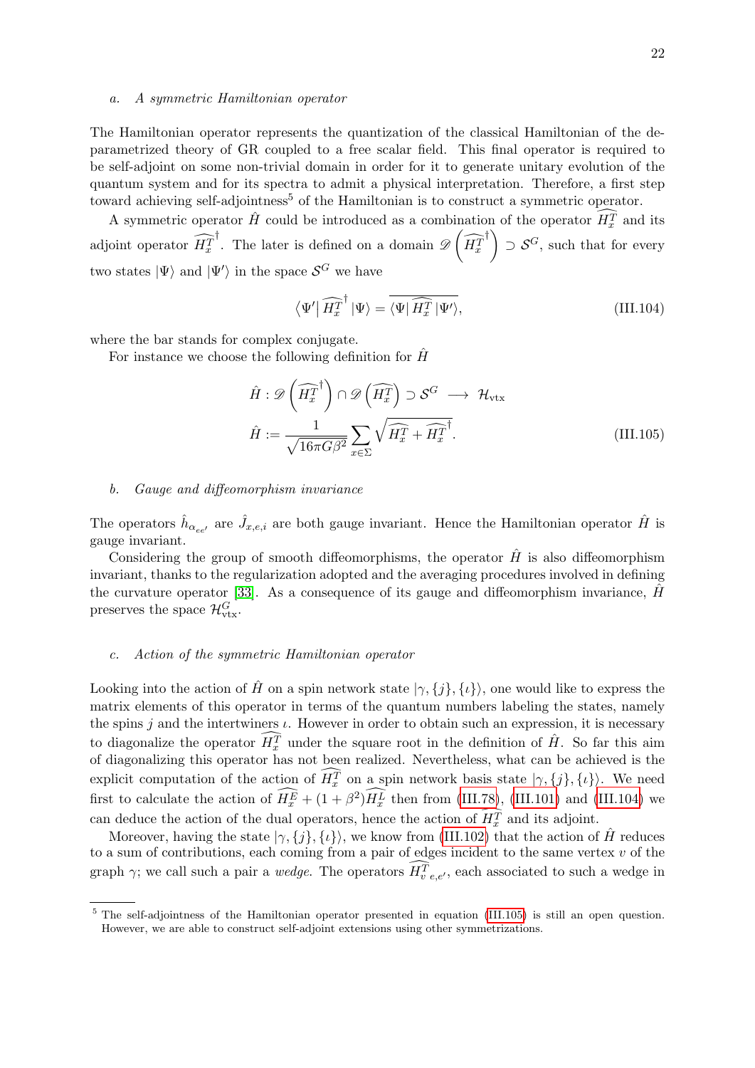### a. A symmetric Hamiltonian operator

The Hamiltonian operator represents the quantization of the classical Hamiltonian of the deparametrized theory of GR coupled to a free scalar field. This final operator is required to be self-adjoint on some non-trivial domain in order for it to generate unitary evolution of the quantum system and for its spectra to admit a physical interpretation. Therefore, a first step toward achieving self-adjointness[5] of the Hamiltonian is to construct a symmetric operator.

A symmetric operator $\hat{H}$ could be introduced as a combination of the operator $\widehat{H_x^T}$ and its adjoint operator $\widehat{H_x^T}^\dagger$. The later is defined on a domain $\mathscr{D}\left(\widehat{H_x^T}^\dagger\right) \supset \mathcal{S}^G$, such that for every two states $|\Psi\rangle$ and $|\Psi'\rangle$ in the space $\mathcal{S}^G$ we have

$$
\langle \Psi' | \, \widehat{H_x^T}^\dagger \, |\Psi\rangle = \overline{\langle \Psi | \, \widehat{H_x^T} \, |\Psi'\rangle}, \tag{III.104}
$$

where the bar stands for complex conjugate.

For instance we choose the following definition for $\hat{H}$

$$
\begin{aligned}
\hat{H} &: \mathscr{D}\left(\widehat{H_x^T}^\dagger\right) \cap \mathscr{D}\left(\widehat{H_x^T}\right) \supset \mathcal{S}^G \longrightarrow \mathcal{H}_{\text{vtx}} \\
\hat{H} &:= \frac{1}{\sqrt{16\pi G \beta^2}} \sum_{x \in \Sigma} \sqrt{\widehat{H_x^T} + \widehat{H_x^T}^\dagger}.
\end{aligned} \tag{III.105}
$$

### b. Gauge and diffeomorphism invariance

The operators $\hat{h}_{\alpha_{ee'}}$ are $\hat{J}_{x,e,i}$ are both gauge invariant. Hence the Hamiltonian operator $\hat{H}$ is gauge invariant.

Considering the group of smooth diffeomorphisms, the operator $\hat{H}$ is also diffeomorphism invariant, thanks to the regularization adopted and the averaging procedures involved in defining the curvature operator [33]. As a consequence of its gauge and diffeomorphism invariance, $\hat{H}$ preserves the space $\mathcal{H}^G_{\text{vtx}}$.

### c. Action of the symmetric Hamiltonian operator

Looking into the action of $\hat{H}$ on a spin network state $|\gamma, \{j\}, \{\iota\}\rangle$, one would like to express the matrix elements of this operator in terms of the quantum numbers labeling the states, namely the spins $j$ and the intertwiners $\iota$. However in order to obtain such an expression, it is necessary to diagonalize the operator $\widehat{H_x^T}$ under the square root in the definition of $\hat{H}$. So far this aim of diagonalizing this operator has not been realized. Nevertheless, what can be achieved is the explicit computation of the action of $\widehat{H_x^T}$ on a spin network basis state $|\gamma, \{j\}, \{\iota\}\rangle$. We need first to calculate the action of $\widehat{H_x^E} + (1+\beta^2)\widehat{H_x^L}$ then from (III.78), (III.101) and (III.104) we can deduce the action of the dual operators, hence the action of $\widehat{H_x^T}$ and its adjoint.

Moreover, having the state $|\gamma, \{j\}, \{\iota\}\rangle$, we know from (III.102) that the action of $\hat{H}$ reduces to a sum of contributions, each coming from a pair of edges incident to the same vertex $v$ of the graph $\gamma$; we call such a pair a *wedge*. The operators $\widehat{H^T_v}_{e,e'}$, each associated to such a wedge in

---

[5] The self-adjointness of the Hamiltonian operator presented in equation (III.105) is still an open question. However, we are able to construct self-adjoint extensions using other symmetrizations.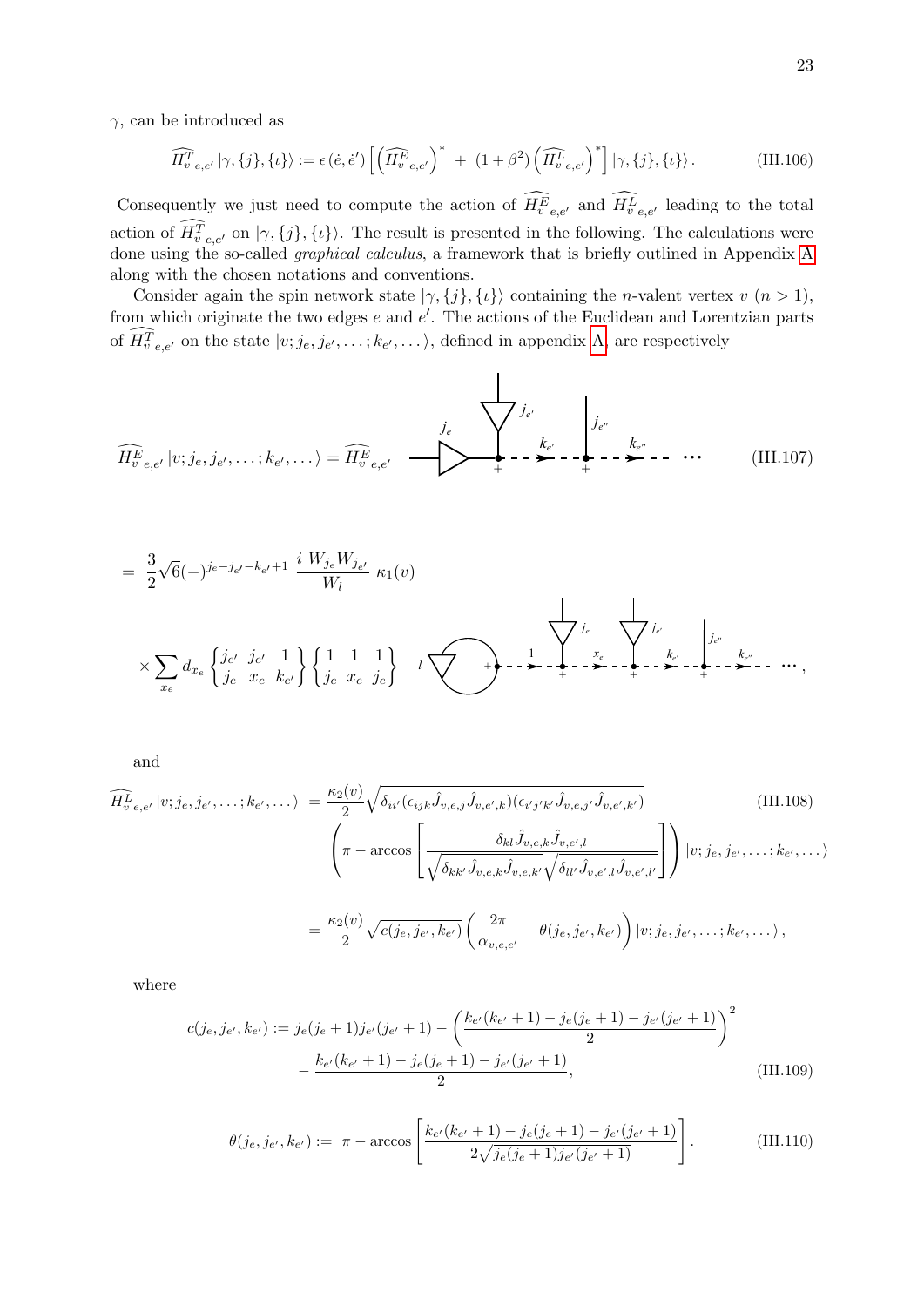$\gamma$, can be introduced as

$$\widehat{H^T_v}_{e,e'} |\gamma, \{j\}, \{\iota\}\rangle := \epsilon(\dot{e}, \dot{e}') \left[ \left(\widehat{H^E_v}_{e,e'}\right)^* + (1+\beta^2) \left(\widehat{H^L_v}_{e,e'}\right)^* \right] |\gamma, \{j\}, \{\iota\}\rangle . \tag{III.106}$$

Consequently we just need to compute the action of $\widehat{H^E_v}_{e,e'}$ and $\widehat{H^L_v}_{e,e'}$ leading to the total action of $\widehat{H^T_v}_{e,e'}$ on $|\gamma, \{j\}, \{\iota\}\rangle$. The result is presented in the following. The calculations were done using the so-called *graphical calculus*, a framework that is briefly outlined in Appendix A along with the chosen notations and conventions.

Consider again the spin network state $|\gamma, \{j\}, \{\iota\}\rangle$ containing the $n$-valent vertex $v$ ($n > 1$), from which originate the two edges $e$ and $e'$. The actions of the Euclidean and Lorentzian parts of $\widehat{H^T_v}_{e,e'}$ on the state $|v; j_e, j_{e'}, \ldots; k_{e'}, \ldots\rangle$, defined in appendix A, are respectively

$$\widehat{H^E_v}_{e,e'} |v; j_e, j_{e'}, \ldots; k_{e'}, \ldots\rangle = \widehat{H^E_v}_{e,e'} \; [\text{diagram: } j_e,\ j_{e'},\ k_{e'},\ j_{e''},\ k_{e''},\ \ldots] \tag{III.107}$$

$$= \frac{3}{2}\sqrt{6}(-)^{j_e - j_{e'} - k_{e'} + 1} \; \frac{i\, W_{j_e} W_{j_{e'}}}{W_l} \; \kappa_1(v)$$

$$\times \sum_{x_e} d_{x_e} \begin{Bmatrix} j_{e'} & j_{e'} & 1 \\ j_e & x_e & k_{e'} \end{Bmatrix} \begin{Bmatrix} 1 & 1 & 1 \\ j_e & x_e & j_e \end{Bmatrix} \; [\text{diagram: } l,\ 1,\ j_e,\ x_e,\ j_{e'},\ k_{e'},\ j_{e''},\ k_{e''},\ \ldots] ,$$

and

$$\widehat{H^L_v}_{e,e'} |v; j_e, j_{e'}, \ldots; k_{e'}, \ldots\rangle = \frac{\kappa_2(v)}{2} \sqrt{\delta_{ii'}(\epsilon_{ijk}\hat{J}_{v,e,j}\hat{J}_{v,e',k})(\epsilon_{i'j'k'}\hat{J}_{v,e,j'}\hat{J}_{v,e',k'})} \tag{III.108}$$

$$\left(\pi - \arccos\left[\frac{\delta_{kl}\hat{J}_{v,e,k}\hat{J}_{v,e',l}}{\sqrt{\delta_{kk'}\hat{J}_{v,e,k}\hat{J}_{v,e,k'}}\sqrt{\delta_{ll'}\hat{J}_{v,e',l}\hat{J}_{v,e',l'}}}\right]\right) |v; j_e, j_{e'}, \ldots; k_{e'}, \ldots\rangle$$

$$= \frac{\kappa_2(v)}{2}\sqrt{c(j_e, j_{e'}, k_{e'})}\left(\frac{2\pi}{\alpha_{v,e,e'}} - \theta(j_e, j_{e'}, k_{e'})\right) |v; j_e, j_{e'}, \ldots; k_{e'}, \ldots\rangle ,$$

where

$$c(j_e, j_{e'}, k_{e'}) := j_e(j_e+1)j_{e'}(j_{e'}+1) - \left(\frac{k_{e'}(k_{e'}+1) - j_e(j_e+1) - j_{e'}(j_{e'}+1)}{2}\right)^2 - \frac{k_{e'}(k_{e'}+1) - j_e(j_e+1) - j_{e'}(j_{e'}+1)}{2}, \tag{III.109}$$

$$\theta(j_e, j_{e'}, k_{e'}) := \pi - \arccos\left[\frac{k_{e'}(k_{e'}+1) - j_e(j_e+1) - j_{e'}(j_{e'}+1)}{2\sqrt{j_e(j_e+1)j_{e'}(j_{e'}+1)}}\right]. \tag{III.110}$$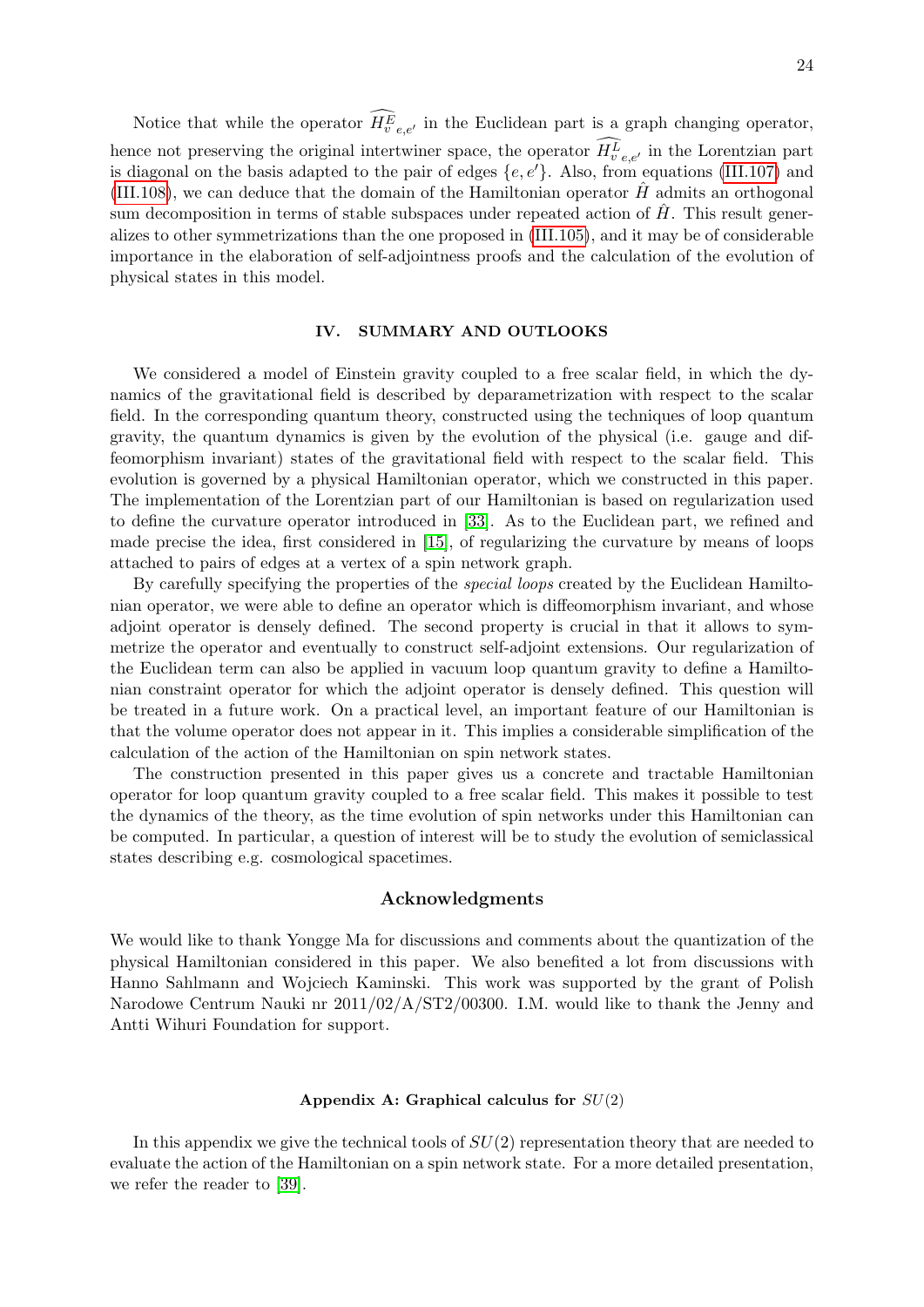Notice that while the operator $\widehat{H^E_v}_{e,e'}$ in the Euclidean part is a graph changing operator, hence not preserving the original intertwiner space, the operator $\widehat{H^L_v}_{e,e'}$ in the Lorentzian part is diagonal on the basis adapted to the pair of edges $\{e, e'\}$. Also, from equations (III.107) and (III.108), we can deduce that the domain of the Hamiltonian operator $\hat{H}$ admits an orthogonal sum decomposition in terms of stable subspaces under repeated action of $\hat{H}$. This result generalizes to other symmetrizations than the one proposed in (III.105), and it may be of considerable importance in the elaboration of self-adjointness proofs and the calculation of the evolution of physical states in this model.

## IV. SUMMARY AND OUTLOOKS

We considered a model of Einstein gravity coupled to a free scalar field, in which the dynamics of the gravitational field is described by deparametrization with respect to the scalar field. In the corresponding quantum theory, constructed using the techniques of loop quantum gravity, the quantum dynamics is given by the evolution of the physical (i.e. gauge and diffeomorphism invariant) states of the gravitational field with respect to the scalar field. This evolution is governed by a physical Hamiltonian operator, which we constructed in this paper. The implementation of the Lorentzian part of our Hamiltonian is based on regularization used to define the curvature operator introduced in [33]. As to the Euclidean part, we refined and made precise the idea, first considered in [15], of regularizing the curvature by means of loops attached to pairs of edges at a vertex of a spin network graph.

By carefully specifying the properties of the *special loops* created by the Euclidean Hamiltonian operator, we were able to define an operator which is diffeomorphism invariant, and whose adjoint operator is densely defined. The second property is crucial in that it allows to symmetrize the operator and eventually to construct self-adjoint extensions. Our regularization of the Euclidean term can also be applied in vacuum loop quantum gravity to define a Hamiltonian constraint operator for which the adjoint operator is densely defined. This question will be treated in a future work. On a practical level, an important feature of our Hamiltonian is that the volume operator does not appear in it. This implies a considerable simplification of the calculation of the action of the Hamiltonian on spin network states.

The construction presented in this paper gives us a concrete and tractable Hamiltonian operator for loop quantum gravity coupled to a free scalar field. This makes it possible to test the dynamics of the theory, as the time evolution of spin networks under this Hamiltonian can be computed. In particular, a question of interest will be to study the evolution of semiclassical states describing e.g. cosmological spacetimes.

## Acknowledgments

We would like to thank Yongge Ma for discussions and comments about the quantization of the physical Hamiltonian considered in this paper. We also benefited a lot from discussions with Hanno Sahlmann and Wojciech Kaminski. This work was supported by the grant of Polish Narodowe Centrum Nauki nr 2011/02/A/ST2/00300. I.M. would like to thank the Jenny and Antti Wihuri Foundation for support.

### Appendix A: Graphical calculus for $SU(2)$

In this appendix we give the technical tools of $SU(2)$ representation theory that are needed to evaluate the action of the Hamiltonian on a spin network state. For a more detailed presentation, we refer the reader to [39].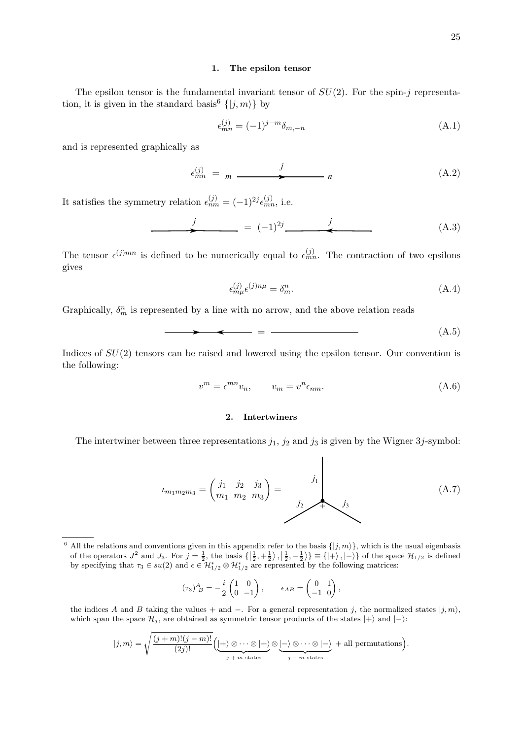### 1. The epsilon tensor

The epsilon tensor is the fundamental invariant tensor of $SU(2)$. For the spin-$j$ representation, it is given in the standard basis[6] $\{|j,m\rangle\}$ by

$$\epsilon^{(j)}_{mn} = (-1)^{j-m}\delta_{m,-n} \tag{A.1}$$

and is represented graphically as

$$\epsilon^{(j)}_{mn} \; = \; m \xrightarrow{\quad j \quad} n \tag{A.2}$$

It satisfies the symmetry relation $\epsilon^{(j)}_{nm} = (-1)^{2j}\epsilon^{(j)}_{mn}$, i.e.

$$\xrightarrow{\quad j \quad} \; = \; (-1)^{2j} \xleftarrow{\quad j \quad} \tag{A.3}$$

The tensor $\epsilon^{(j)mn}$ is defined to be numerically equal to $\epsilon^{(j)}_{mn}$. The contraction of two epsilons gives

$$\epsilon^{(j)}_{m\mu}\epsilon^{(j)n\mu} = \delta^n_m. \tag{A.4}$$

Graphically, $\delta^n_m$ is represented by a line with no arrow, and the above relation reads

$$\longrightarrow\longleftarrow \; = \; \text{———} \tag{A.5}$$

Indices of $SU(2)$ tensors can be raised and lowered using the epsilon tensor. Our convention is the following:

$$v^m = \epsilon^{mn}v_n, \qquad v_m = v^n\epsilon_{nm}. \tag{A.6}$$

### 2. Intertwiners

The intertwiner between three representations $j_1$, $j_2$ and $j_3$ is given by the Wigner $3j$-symbol:

$$\iota_{m_1m_2m_3} = \begin{pmatrix} j_1 & j_2 & j_3 \\ m_1 & m_2 & m_3 \end{pmatrix} = \tag{A.7}$$

[6] All the relations and conventions given in this appendix refer to the basis $\{|j,m\rangle\}$, which is the usual eigenbasis of the operators $J^2$ and $J_3$. For $j = \frac{1}{2}$, the basis $\{|\frac{1}{2},+\frac{1}{2}\rangle, |\frac{1}{2},-\frac{1}{2}\rangle\} \equiv \{|+\rangle, |-\rangle\}$ of the space $\mathcal{H}_{1/2}$ is defined by specifying that $\tau_3 \in su(2)$ and $\epsilon \in \mathcal{H}^*_{1/2} \otimes \mathcal{H}^*_{1/2}$ are represented by the following matrices:

$$(\tau_3)^A{}_B = -\frac{i}{2}\begin{pmatrix} 1 & 0 \\ 0 & -1 \end{pmatrix}, \qquad \epsilon_{AB} = \begin{pmatrix} 0 & 1 \\ -1 & 0 \end{pmatrix},$$

the indices $A$ and $B$ taking the values $+$ and $-$. For a general representation $j$, the normalized states $|j,m\rangle$, which span the space $\mathcal{H}_j$, are obtained as symmetric tensor products of the states $|+\rangle$ and $|-\rangle$:

$$|j,m\rangle = \sqrt{\frac{(j+m)!(j-m)!}{(2j)!}}\Big(\underbrace{|+\rangle \otimes \cdots \otimes |+\rangle}_{j+m \text{ states}} \otimes \underbrace{|-\rangle \otimes \cdots \otimes |-\rangle}_{j-m \text{ states}} + \text{all permutations}\Big).$$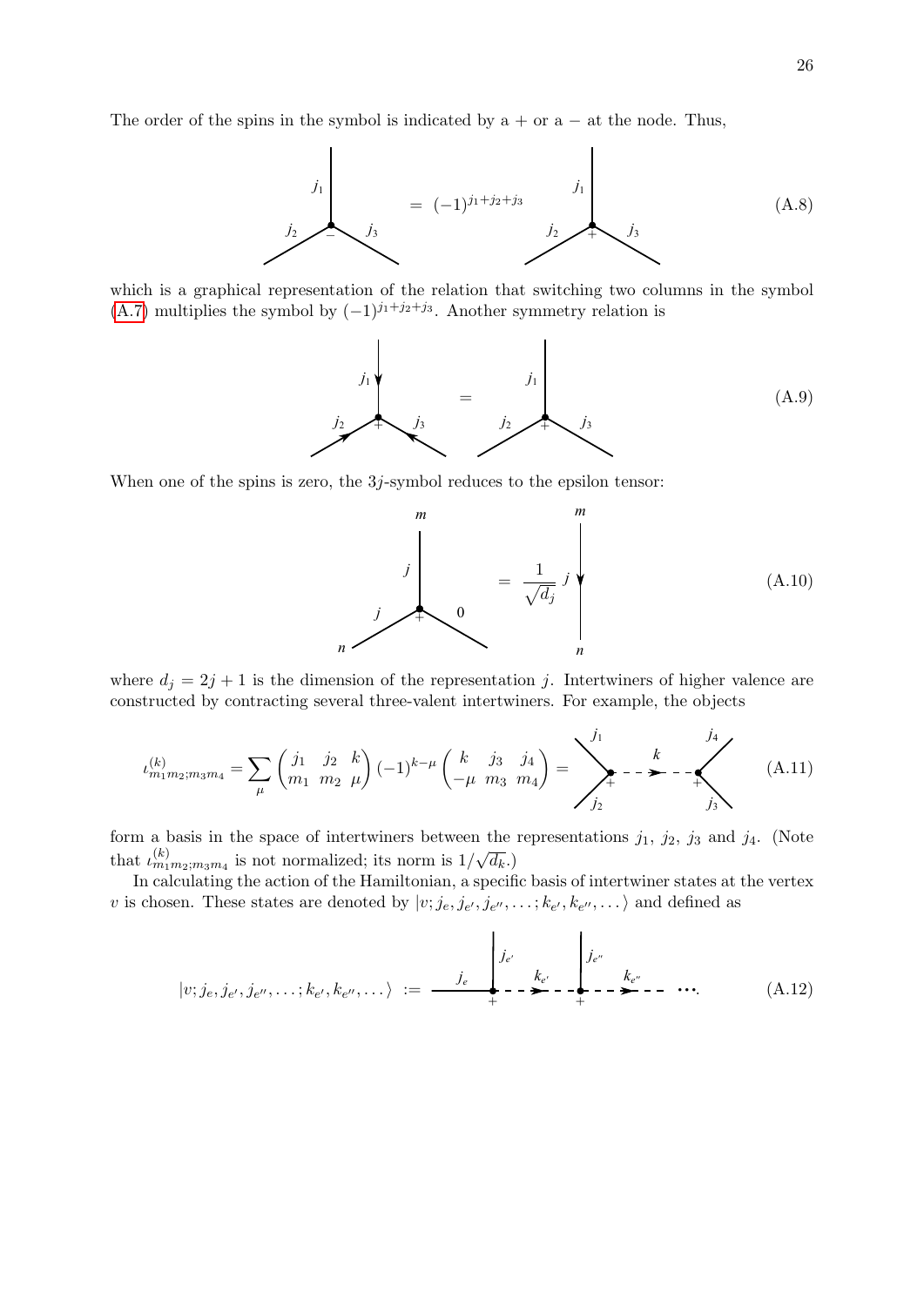The order of the spins in the symbol is indicated by a + or a − at the node. Thus,

$$\text{[diagram: node } - \text{ with } j_1, j_2, j_3] = (-1)^{j_1+j_2+j_3} \text{[diagram: node } + \text{ with } j_1, j_2, j_3] \tag{A.8}$$

which is a graphical representation of the relation that switching two columns in the symbol (A.7) multiplies the symbol by $(-1)^{j_1+j_2+j_3}$. Another symmetry relation is

$$\text{[diagram: node } + \text{ with arrows on } j_1, j_2, j_3] = \text{[diagram: node } + \text{ with } j_1, j_2, j_3] \tag{A.9}$$

When one of the spins is zero, the $3j$-symbol reduces to the epsilon tensor:

$$\text{[diagram: node } + \text{ with } j \,(m),\ j\,(n),\ 0] = \frac{1}{\sqrt{d_j}}\, j \text{ [line from } m \text{ to } n \text{ with arrow]} \tag{A.10}$$

where $d_j = 2j+1$ is the dimension of the representation $j$. Intertwiners of higher valence are constructed by contracting several three-valent intertwiners. For example, the objects

$$\iota^{(k)}_{m_1m_2;m_3m_4} = \sum_{\mu} \begin{pmatrix} j_1 & j_2 & k \\ m_1 & m_2 & \mu \end{pmatrix} (-1)^{k-\mu} \begin{pmatrix} k & j_3 & j_4 \\ -\mu & m_3 & m_4 \end{pmatrix} = \text{[diagram: } j_1, j_2 \xrightarrow{k} j_3, j_4] \tag{A.11}$$

form a basis in the space of intertwiners between the representations $j_1$, $j_2$, $j_3$ and $j_4$. (Note that $\iota^{(k)}_{m_1m_2;m_3m_4}$ is not normalized; its norm is $1/\sqrt{d_k}$.)

In calculating the action of the Hamiltonian, a specific basis of intertwiner states at the vertex $v$ is chosen. These states are denoted by $|v; j_e, j_{e'}, j_{e''}, \dots; k_{e'}, k_{e''}, \dots\rangle$ and defined as

$$|v; j_e, j_{e'}, j_{e''}, \dots; k_{e'}, k_{e''}, \dots\rangle := \text{[diagram: } j_e \text{ with } j_{e'}, \xrightarrow{k_{e'}}, j_{e''}, \xrightarrow{k_{e''}} \cdots]. \tag{A.12}$$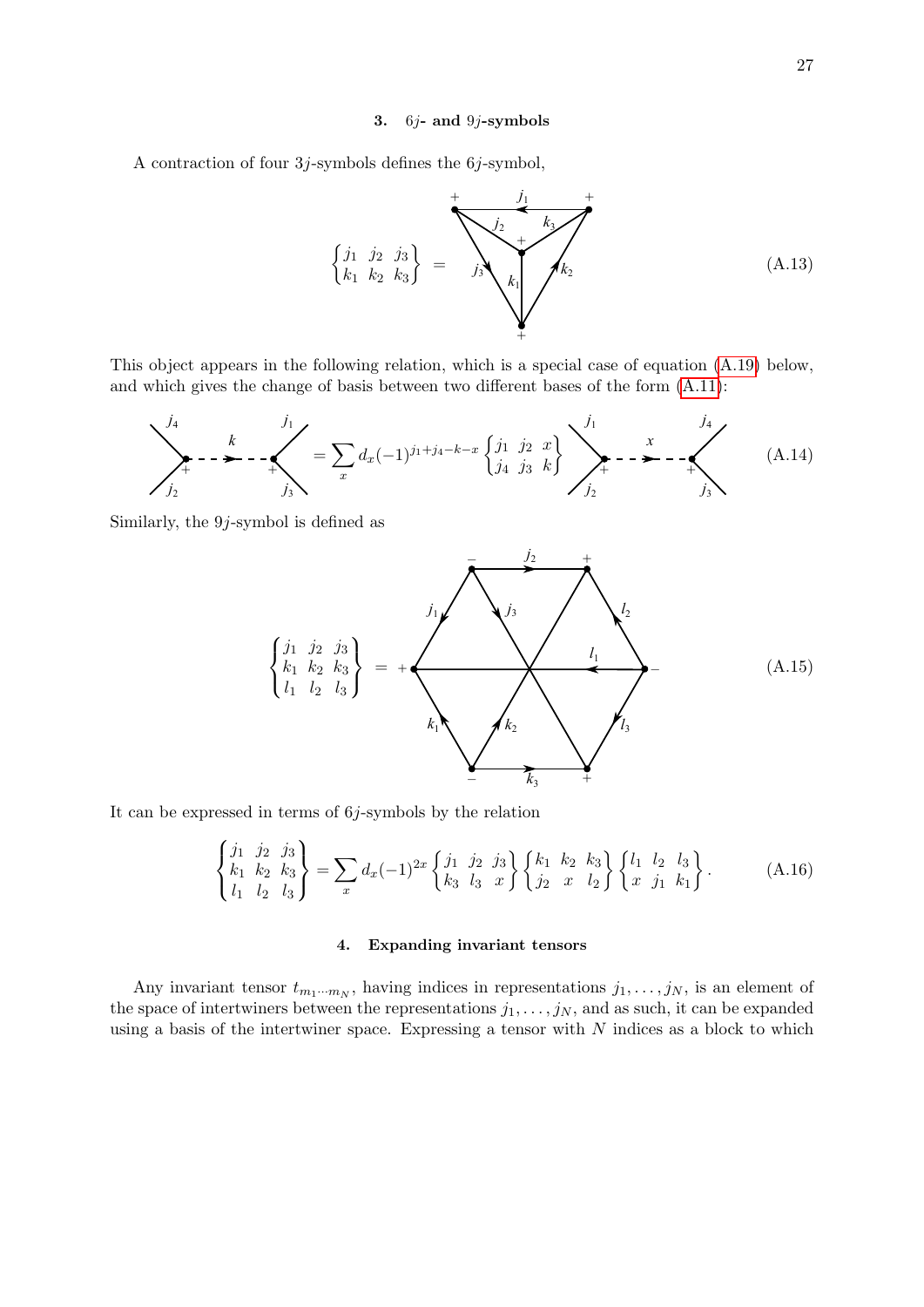### 3. $6j$- and $9j$-symbols

A contraction of four $3j$-symbols defines the $6j$-symbol,

$$\begin{Bmatrix} j_1 & j_2 & j_3 \\ k_1 & k_2 & k_3 \end{Bmatrix} \; = \tag{A.13}$$

This object appears in the following relation, which is a special case of equation (A.19) below, and which gives the change of basis between two different bases of the form (A.11):

$$= \sum_x d_x (-1)^{j_1+j_4-k-x} \begin{Bmatrix} j_1 & j_2 & x \\ j_4 & j_3 & k \end{Bmatrix} \tag{A.14}$$

Similarly, the $9j$-symbol is defined as

$$\begin{Bmatrix} j_1 & j_2 & j_3 \\ k_1 & k_2 & k_3 \\ l_1 & l_2 & l_3 \end{Bmatrix} \; = \tag{A.15}$$

It can be expressed in terms of $6j$-symbols by the relation

$$\begin{Bmatrix} j_1 & j_2 & j_3 \\ k_1 & k_2 & k_3 \\ l_1 & l_2 & l_3 \end{Bmatrix} = \sum_x d_x (-1)^{2x} \begin{Bmatrix} j_1 & j_2 & j_3 \\ k_3 & l_3 & x \end{Bmatrix} \begin{Bmatrix} k_1 & k_2 & k_3 \\ j_2 & x & l_2 \end{Bmatrix} \begin{Bmatrix} l_1 & l_2 & l_3 \\ x & j_1 & k_1 \end{Bmatrix}. \tag{A.16}$$

### 4. Expanding invariant tensors

Any invariant tensor $t_{m_1 \cdots m_N}$, having indices in representations $j_1, \ldots, j_N$, is an element of the space of intertwiners between the representations $j_1, \ldots, j_N$, and as such, it can be expanded using a basis of the intertwiner space. Expressing a tensor with $N$ indices as a block to which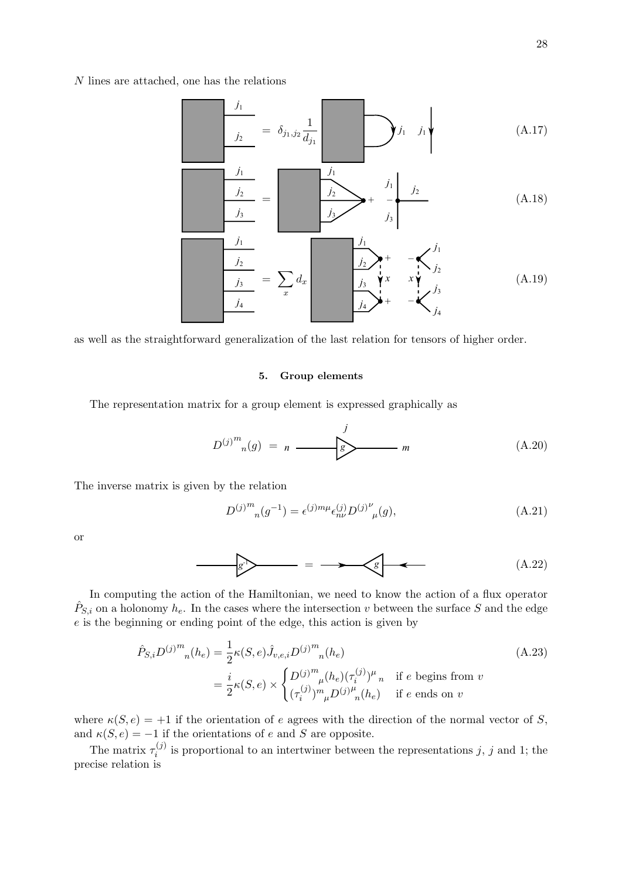$N$ lines are attached, one has the relations

$$(A.17)$$

$$(A.18)$$

$$(A.19)$$

as well as the straightforward generalization of the last relation for tensors of higher order.

### 5. Group elements

The representation matrix for a group element is expressed graphically as

$$D^{(j)m}{}_n(g) \;=\; n \;\text{—}\triangleright_g\text{—}\; m \tag{A.20}$$

The inverse matrix is given by the relation

$$D^{(j)m}{}_n(g^{-1}) = \epsilon^{(j)m\mu}\epsilon^{(j)}_{n\nu}D^{(j)\nu}{}_\mu(g), \tag{A.21}$$

or

$$(A.22)$$

In computing the action of the Hamiltonian, we need to know the action of a flux operator $\hat{P}_{S,i}$ on a holonomy $h_e$. In the cases where the intersection $v$ between the surface $S$ and the edge $e$ is the beginning or ending point of the edge, this action is given by

$$\hat{P}_{S,i}D^{(j)m}{}_n(h_e) = \frac{1}{2}\kappa(S,e)\hat{J}_{v,e,i}D^{(j)m}{}_n(h_e) \tag{A.23}$$

$$= \frac{i}{2}\kappa(S,e)\times\begin{cases} D^{(j)m}{}_\mu(h_e)(\tau_i^{(j)})^\mu{}_n & \text{if } e \text{ begins from } v \\ (\tau_i^{(j)})^m{}_\mu D^{(j)\mu}{}_n(h_e) & \text{if } e \text{ ends on } v \end{cases}$$

where $\kappa(S,e) = +1$ if the orientation of $e$ agrees with the direction of the normal vector of $S$, and $\kappa(S,e) = -1$ if the orientations of $e$ and $S$ are opposite.

The matrix $\tau_i^{(j)}$ is proportional to an intertwiner between the representations $j$, $j$ and 1; the precise relation is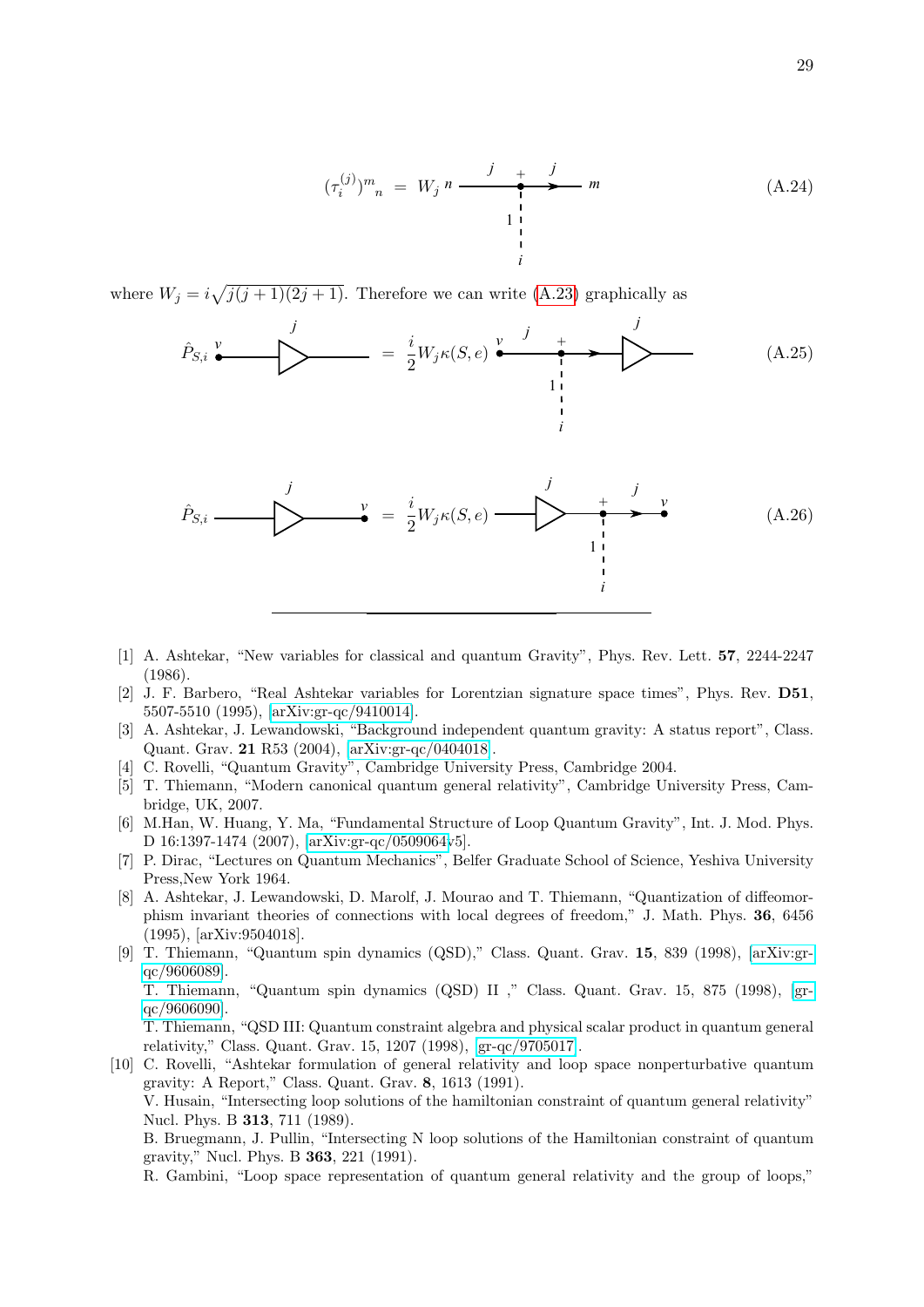$$(\tau_i^{(j)})^m{}_n \;=\; W_j \; n \xrightarrow{\;j\;+\;j\;} m \quad \text{(graphical: vertical dashed line labelled } 1 \text{ ending at } i\text{)} \tag{A.24}$$

where $W_j = i\sqrt{j(j+1)(2j+1)}$. Therefore we can write (A.23) graphically as

$$\hat{P}_{S,i} \; \overset{v}{\bullet}\!\!\xrightarrow{\;j\;}\!\!\triangleright\!\!-\!\!- \;=\; \frac{i}{2} W_j \kappa(S,e) \; \overset{v}{\bullet}\!\!\xrightarrow{\;j\;+\;}\!\!\triangleright^{j}\!\!-\!\!- \tag{A.25}$$

$$\hat{P}_{S,i} \; -\!\!\triangleright^{j}\!\!-\!\!\overset{v}{\bullet} \;=\; \frac{i}{2} W_j \kappa(S,e) \; -\!\!\triangleright^{j}\!\!-\!\!\overset{+}{\bullet}\!\!\xrightarrow{\;j\;}\!\!\overset{v}{\bullet} \tag{A.26}$$

(In (A.25) and (A.26) a vertical dashed line labelled $1$ hangs from the "+" node and ends at $i$.)

---

[1] A. Ashtekar, "New variables for classical and quantum Gravity", Phys. Rev. Lett. **57**, 2244-2247 (1986).

[2] J. F. Barbero, "Real Ashtekar variables for Lorentzian signature space times", Phys. Rev. **D51**, 5507-5510 (1995), [arXiv:gr-qc/9410014].

[3] A. Ashtekar, J. Lewandowski, "Background independent quantum gravity: A status report", Class. Quant. Grav. **21** R53 (2004), [arXiv:gr-qc/0404018].

[4] C. Rovelli, "Quantum Gravity", Cambridge University Press, Cambridge 2004.

[5] T. Thiemann, "Modern canonical quantum general relativity", Cambridge University Press, Cambridge, UK, 2007.

[6] M.Han, W. Huang, Y. Ma, "Fundamental Structure of Loop Quantum Gravity", Int. J. Mod. Phys. D 16:1397-1474 (2007), [arXiv:gr-qc/0509064v5].

[7] P. Dirac, "Lectures on Quantum Mechanics", Belfer Graduate School of Science, Yeshiva University Press,New York 1964.

[8] A. Ashtekar, J. Lewandowski, D. Marolf, J. Mourao and T. Thiemann, "Quantization of diffeomorphism invariant theories of connections with local degrees of freedom," J. Math. Phys. **36**, 6456 (1995), [arXiv:9504018].

[9] T. Thiemann, "Quantum spin dynamics (QSD)," Class. Quant. Grav. **15**, 839 (1998), [arXiv:gr-qc/9606089].
T. Thiemann, "Quantum spin dynamics (QSD) II ," Class. Quant. Grav. 15, 875 (1998), [gr-qc/9606090].
T. Thiemann, "QSD III: Quantum constraint algebra and physical scalar product in quantum general relativity," Class. Quant. Grav. 15, 1207 (1998), [gr-qc/9705017].

[10] C. Rovelli, "Ashtekar formulation of general relativity and loop space nonperturbative quantum gravity: A Report," Class. Quant. Grav. **8**, 1613 (1991).
V. Husain, "Intersecting loop solutions of the hamiltonian constraint of quantum general relativity" Nucl. Phys. B **313**, 711 (1989).
B. Bruegmann, J. Pullin, "Intersecting N loop solutions of the Hamiltonian constraint of quantum gravity," Nucl. Phys. B **363**, 221 (1991).
R. Gambini, "Loop space representation of quantum general relativity and the group of loops,"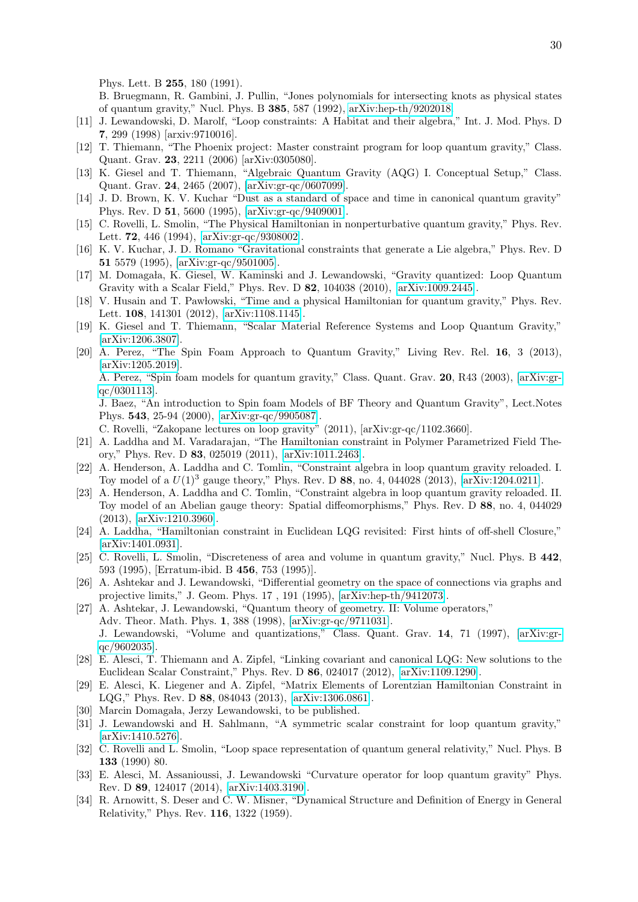Phys. Lett. B **255**, 180 (1991).
B. Bruegmann, R. Gambini, J. Pullin, "Jones polynomials for intersecting knots as physical states of quantum gravity," Nucl. Phys. B **385**, 587 (1992), arXiv:hep-th/9202018.

[11] J. Lewandowski, D. Marolf, "Loop constraints: A Habitat and their algebra," Int. J. Mod. Phys. D **7**, 299 (1998) [arxiv:9710016].

[12] T. Thiemann, "The Phoenix project: Master constraint program for loop quantum gravity," Class. Quant. Grav. **23**, 2211 (2006) [arXiv:0305080].

[13] K. Giesel and T. Thiemann, "Algebraic Quantum Gravity (AQG) I. Conceptual Setup," Class. Quant. Grav. **24**, 2465 (2007), [arXiv:gr-qc/0607099].

[14] J. D. Brown, K. V. Kuchar "Dust as a standard of space and time in canonical quantum gravity" Phys. Rev. D **51**, 5600 (1995), [arXiv:gr-qc/9409001].

[15] C. Rovelli, L. Smolin, "The Physical Hamiltonian in nonperturbative quantum gravity," Phys. Rev. Lett. **72**, 446 (1994), arXiv:gr-qc/9308002.

[16] K. V. Kuchar, J. D. Romano "Gravitational constraints that generate a Lie algebra," Phys. Rev. D **51** 5579 (1995), [arXiv:gr-qc/9501005].

[17] M. Domagała, K. Giesel, W. Kaminski and J. Lewandowski, "Gravity quantized: Loop Quantum Gravity with a Scalar Field," Phys. Rev. D **82**, 104038 (2010), arXiv:1009.2445.

[18] V. Husain and T. Pawłowski, "Time and a physical Hamiltonian for quantum gravity," Phys. Rev. Lett. **108**, 141301 (2012), arXiv:1108.1145.

[19] K. Giesel and T. Thiemann, "Scalar Material Reference Systems and Loop Quantum Gravity," [arXiv:1206.3807].

[20] A. Perez, "The Spin Foam Approach to Quantum Gravity," Living Rev. Rel. **16**, 3 (2013), [arXiv:1205.2019].
A. Perez, "Spin foam models for quantum gravity," Class. Quant. Grav. **20**, R43 (2003), [arXiv:gr-qc/0301113].
J. Baez, "An introduction to Spin foam Models of BF Theory and Quantum Gravity", Lect.Notes Phys. **543**, 25-94 (2000), arXiv:gr-qc/9905087.
C. Rovelli, "Zakopane lectures on loop gravity" (2011), [arXiv:gr-qc/1102.3660].

[21] A. Laddha and M. Varadarajan, "The Hamiltonian constraint in Polymer Parametrized Field Theory," Phys. Rev. D **83**, 025019 (2011), arXiv:1011.2463.

[22] A. Henderson, A. Laddha and C. Tomlin, "Constraint algebra in loop quantum gravity reloaded. I. Toy model of a $U(1)^3$ gauge theory," Phys. Rev. D **88**, no. 4, 044028 (2013), [arXiv:1204.0211].

[23] A. Henderson, A. Laddha and C. Tomlin, "Constraint algebra in loop quantum gravity reloaded. II. Toy model of an Abelian gauge theory: Spatial diffeomorphisms," Phys. Rev. D **88**, no. 4, 044029 (2013), [arXiv:1210.3960].

[24] A. Laddha, "Hamiltonian constraint in Euclidean LQG revisited: First hints of off-shell Closure," [arXiv:1401.0931].

[25] C. Rovelli, L. Smolin, "Discreteness of area and volume in quantum gravity," Nucl. Phys. B **442**, 593 (1995), [Erratum-ibid. B **456**, 753 (1995)].

[26] A. Ashtekar and J. Lewandowski, "Differential geometry on the space of connections via graphs and projective limits," J. Geom. Phys. 17 , 191 (1995), arXiv:hep-th/9412073.

[27] A. Ashtekar, J. Lewandowski, "Quantum theory of geometry. II: Volume operators," Adv. Theor. Math. Phys. **1**, 388 (1998), [arXiv:gr-qc/9711031].
J. Lewandowski, "Volume and quantizations," Class. Quant. Grav. **14**, 71 (1997), [arXiv:gr-qc/9602035].

[28] E. Alesci, T. Thiemann and A. Zipfel, "Linking covariant and canonical LQG: New solutions to the Euclidean Scalar Constraint," Phys. Rev. D **86**, 024017 (2012), arXiv:1109.1290.

[29] E. Alesci, K. Liegener and A. Zipfel, "Matrix Elements of Lorentzian Hamiltonian Constraint in LQG," Phys. Rev. D **88**, 084043 (2013), arXiv:1306.0861.

[30] Marcin Domagała, Jerzy Lewandowski, to be published.

[31] J. Lewandowski and H. Sahlmann, "A symmetric scalar constraint for loop quantum gravity," [arXiv:1410.5276].

[32] C. Rovelli and L. Smolin, "Loop space representation of quantum general relativity," Nucl. Phys. B **133** (1990) 80.

[33] E. Alesci, M. Assanioussi, J. Lewandowski "Curvature operator for loop quantum gravity" Phys. Rev. D **89**, 124017 (2014), arXiv:1403.3190.

[34] R. Arnowitt, S. Deser and C. W. Misner, "Dynamical Structure and Definition of Energy in General Relativity," Phys. Rev. **116**, 1322 (1959).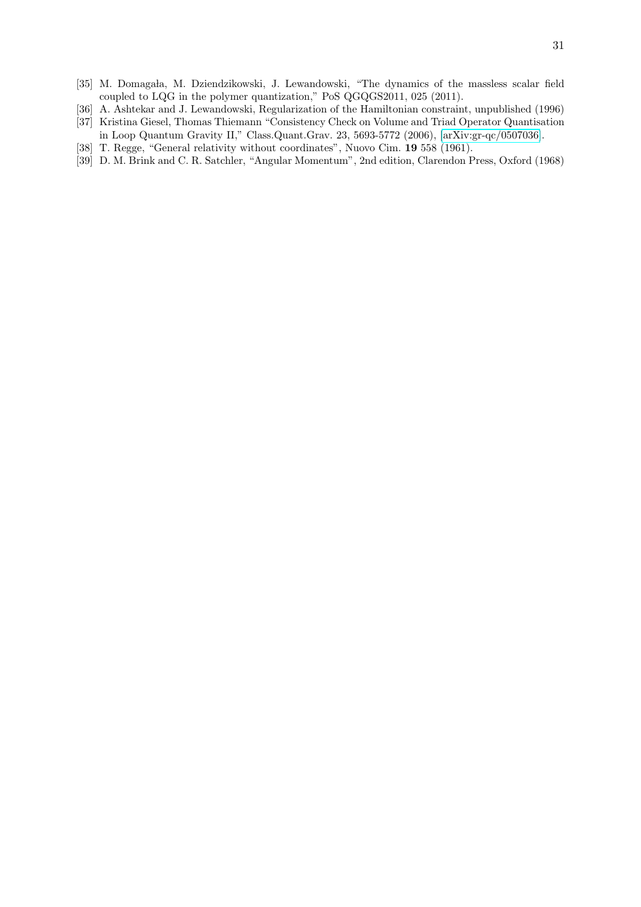[35] M. Domagała, M. Dziendzikowski, J. Lewandowski, "The dynamics of the massless scalar field coupled to LQG in the polymer quantization," PoS QGQGS2011, 025 (2011).

[36] A. Ashtekar and J. Lewandowski, Regularization of the Hamiltonian constraint, unpublished (1996)

[37] Kristina Giesel, Thomas Thiemann "Consistency Check on Volume and Triad Operator Quantisation in Loop Quantum Gravity II," Class.Quant.Grav. 23, 5693-5772 (2006), [arXiv:gr-qc/0507036].

[38] T. Regge, "General relativity without coordinates", Nuovo Cim. **19** 558 (1961).

[39] D. M. Brink and C. R. Satchler, "Angular Momentum", 2nd edition, Clarendon Press, Oxford (1968)